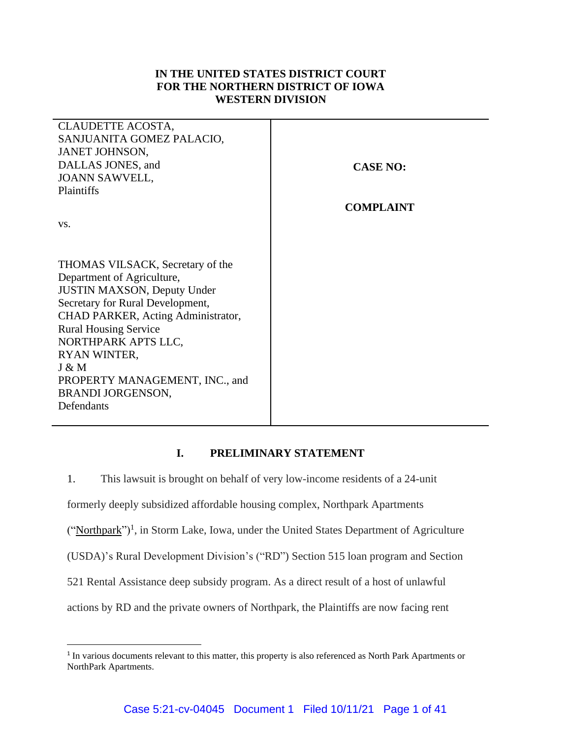**IN THE UNITED STATES DISTRICT COURT**
**FOR THE NORTHERN DISTRICT OF IOWA**
**WESTERN DIVISION**

| | |
|---|---|
| CLAUDETTE ACOSTA,<br>SANJUANITA GOMEZ PALACIO,<br>JANET JOHNSON,<br>DALLAS JONES, and<br>JOANN SAWVELL,<br>Plaintiffs<br><br>vs.<br><br>THOMAS VILSACK, Secretary of the Department of Agriculture,<br>JUSTIN MAXSON, Deputy Under Secretary for Rural Development,<br>CHAD PARKER, Acting Administrator, Rural Housing Service<br>NORTHPARK APTS LLC,<br>RYAN WINTER,<br>J & M<br>PROPERTY MANAGEMENT, INC., and<br>BRANDI JORGENSON,<br>Defendants | **CASE NO:**<br><br>**COMPLAINT** |

## I. PRELIMINARY STATEMENT

1. This lawsuit is brought on behalf of very low-income residents of a 24-unit formerly deeply subsidized affordable housing complex, Northpark Apartments ("Northpark")[1], in Storm Lake, Iowa, under the United States Department of Agriculture (USDA)'s Rural Development Division's ("RD") Section 515 loan program and Section 521 Rental Assistance deep subsidy program. As a direct result of a host of unlawful actions by RD and the private owners of Northpark, the Plaintiffs are now facing rent

[1] In various documents relevant to this matter, this property is also referenced as North Park Apartments or NorthPark Apartments.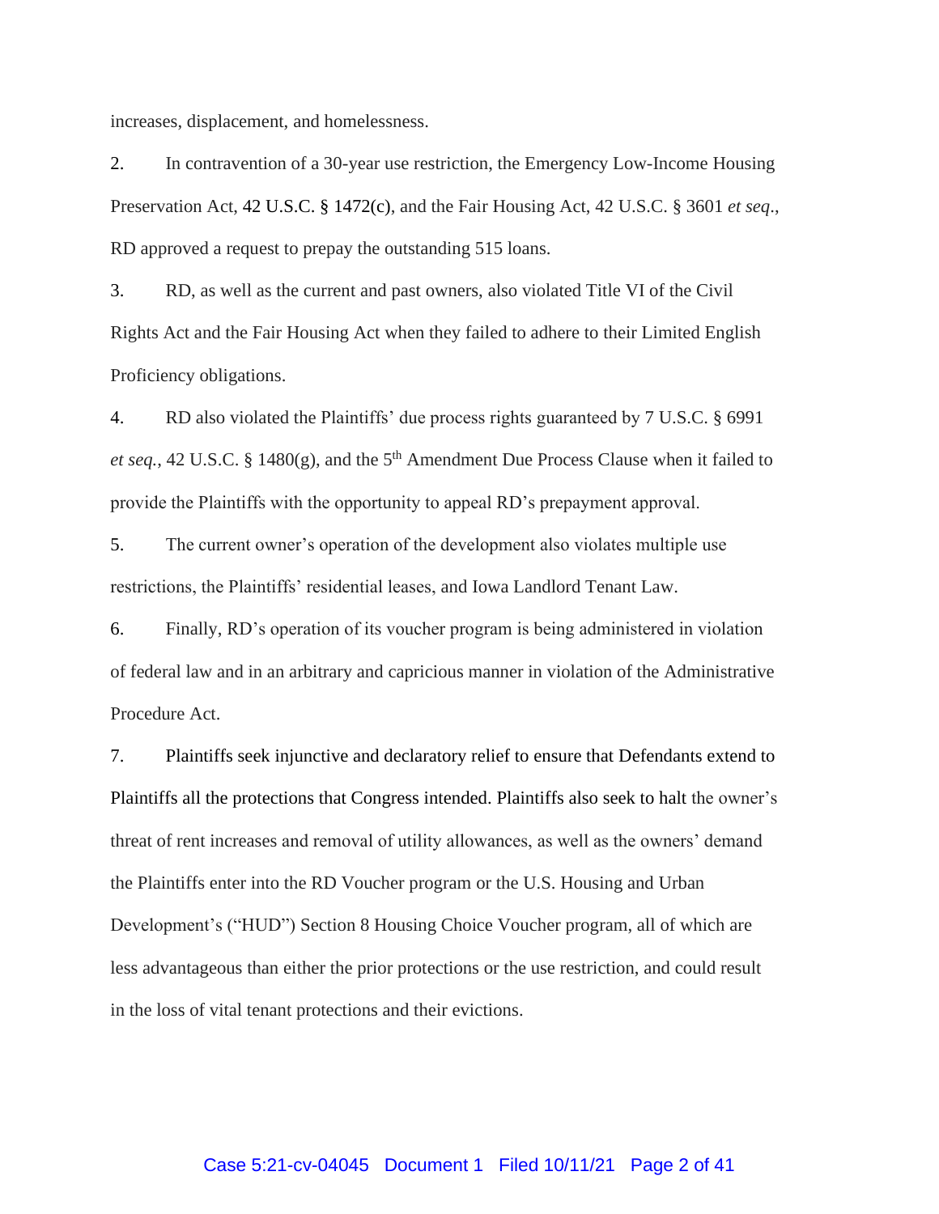increases, displacement, and homelessness.

2. In contravention of a 30-year use restriction, the Emergency Low-Income Housing Preservation Act, 42 U.S.C. § 1472(c), and the Fair Housing Act, 42 U.S.C. § 3601 *et seq*., RD approved a request to prepay the outstanding 515 loans.

3. RD, as well as the current and past owners, also violated Title VI of the Civil Rights Act and the Fair Housing Act when they failed to adhere to their Limited English Proficiency obligations.

4. RD also violated the Plaintiffs' due process rights guaranteed by 7 U.S.C. § 6991 *et seq.*, 42 U.S.C. § 1480(g), and the 5th Amendment Due Process Clause when it failed to provide the Plaintiffs with the opportunity to appeal RD's prepayment approval.

5. The current owner's operation of the development also violates multiple use restrictions, the Plaintiffs' residential leases, and Iowa Landlord Tenant Law.

6. Finally, RD's operation of its voucher program is being administered in violation of federal law and in an arbitrary and capricious manner in violation of the Administrative Procedure Act.

7. Plaintiffs seek injunctive and declaratory relief to ensure that Defendants extend to Plaintiffs all the protections that Congress intended. Plaintiffs also seek to halt the owner's threat of rent increases and removal of utility allowances, as well as the owners' demand the Plaintiffs enter into the RD Voucher program or the U.S. Housing and Urban Development's ("HUD") Section 8 Housing Choice Voucher program, all of which are less advantageous than either the prior protections or the use restriction, and could result in the loss of vital tenant protections and their evictions.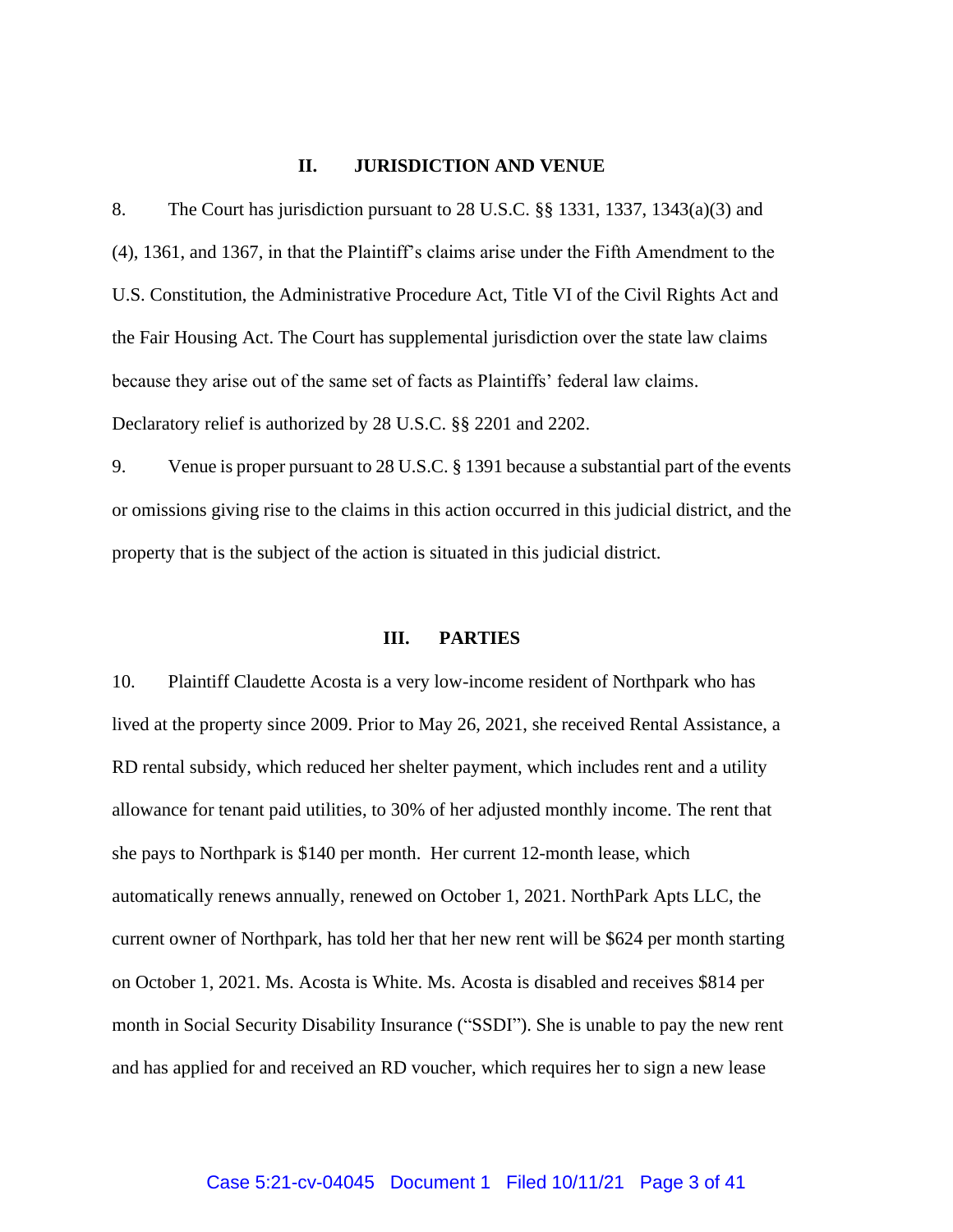## II. JURISDICTION AND VENUE

8. The Court has jurisdiction pursuant to 28 U.S.C. §§ 1331, 1337, 1343(a)(3) and (4), 1361, and 1367, in that the Plaintiff's claims arise under the Fifth Amendment to the U.S. Constitution, the Administrative Procedure Act, Title VI of the Civil Rights Act and the Fair Housing Act. The Court has supplemental jurisdiction over the state law claims because they arise out of the same set of facts as Plaintiffs' federal law claims. Declaratory relief is authorized by 28 U.S.C. §§ 2201 and 2202.

9. Venue is proper pursuant to 28 U.S.C. § 1391 because a substantial part of the events or omissions giving rise to the claims in this action occurred in this judicial district, and the property that is the subject of the action is situated in this judicial district.

## III. PARTIES

10. Plaintiff Claudette Acosta is a very low-income resident of Northpark who has lived at the property since 2009. Prior to May 26, 2021, she received Rental Assistance, a RD rental subsidy, which reduced her shelter payment, which includes rent and a utility allowance for tenant paid utilities, to 30% of her adjusted monthly income. The rent that she pays to Northpark is $140 per month. Her current 12-month lease, which automatically renews annually, renewed on October 1, 2021. NorthPark Apts LLC, the current owner of Northpark, has told her that her new rent will be $624 per month starting on October 1, 2021. Ms. Acosta is White. Ms. Acosta is disabled and receives $814 per month in Social Security Disability Insurance ("SSDI"). She is unable to pay the new rent and has applied for and received an RD voucher, which requires her to sign a new lease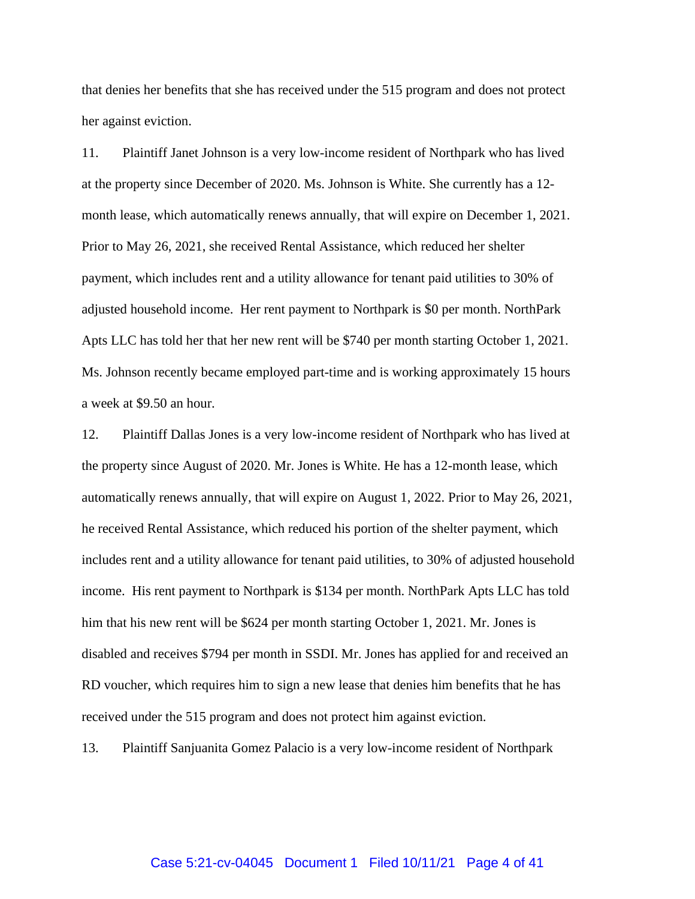that denies her benefits that she has received under the 515 program and does not protect her against eviction.

11. Plaintiff Janet Johnson is a very low-income resident of Northpark who has lived at the property since December of 2020. Ms. Johnson is White. She currently has a 12-month lease, which automatically renews annually, that will expire on December 1, 2021. Prior to May 26, 2021, she received Rental Assistance, which reduced her shelter payment, which includes rent and a utility allowance for tenant paid utilities to 30% of adjusted household income. Her rent payment to Northpark is $0 per month. NorthPark Apts LLC has told her that her new rent will be $740 per month starting October 1, 2021. Ms. Johnson recently became employed part-time and is working approximately 15 hours a week at $9.50 an hour.

12. Plaintiff Dallas Jones is a very low-income resident of Northpark who has lived at the property since August of 2020. Mr. Jones is White. He has a 12-month lease, which automatically renews annually, that will expire on August 1, 2022. Prior to May 26, 2021, he received Rental Assistance, which reduced his portion of the shelter payment, which includes rent and a utility allowance for tenant paid utilities, to 30% of adjusted household income. His rent payment to Northpark is $134 per month. NorthPark Apts LLC has told him that his new rent will be $624 per month starting October 1, 2021. Mr. Jones is disabled and receives $794 per month in SSDI. Mr. Jones has applied for and received an RD voucher, which requires him to sign a new lease that denies him benefits that he has received under the 515 program and does not protect him against eviction.

13. Plaintiff Sanjuanita Gomez Palacio is a very low-income resident of Northpark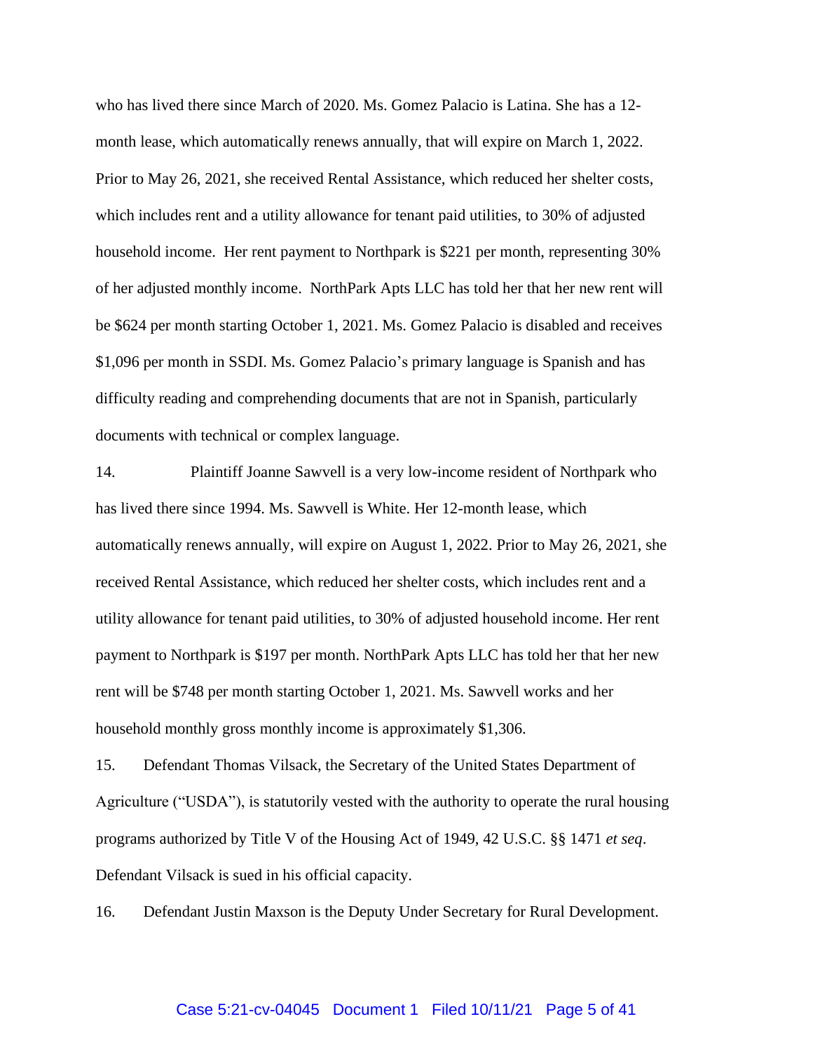who has lived there since March of 2020. Ms. Gomez Palacio is Latina. She has a 12-month lease, which automatically renews annually, that will expire on March 1, 2022. Prior to May 26, 2021, she received Rental Assistance, which reduced her shelter costs, which includes rent and a utility allowance for tenant paid utilities, to 30% of adjusted household income. Her rent payment to Northpark is $221 per month, representing 30% of her adjusted monthly income. NorthPark Apts LLC has told her that her new rent will be $624 per month starting October 1, 2021. Ms. Gomez Palacio is disabled and receives $1,096 per month in SSDI. Ms. Gomez Palacio's primary language is Spanish and has difficulty reading and comprehending documents that are not in Spanish, particularly documents with technical or complex language.

14. Plaintiff Joanne Sawvell is a very low-income resident of Northpark who has lived there since 1994. Ms. Sawvell is White. Her 12-month lease, which automatically renews annually, will expire on August 1, 2022. Prior to May 26, 2021, she received Rental Assistance, which reduced her shelter costs, which includes rent and a utility allowance for tenant paid utilities, to 30% of adjusted household income. Her rent payment to Northpark is $197 per month. NorthPark Apts LLC has told her that her new rent will be $748 per month starting October 1, 2021. Ms. Sawvell works and her household monthly gross monthly income is approximately $1,306.

15. Defendant Thomas Vilsack, the Secretary of the United States Department of Agriculture ("USDA"), is statutorily vested with the authority to operate the rural housing programs authorized by Title V of the Housing Act of 1949, 42 U.S.C. §§ 1471 *et seq*. Defendant Vilsack is sued in his official capacity.

16. Defendant Justin Maxson is the Deputy Under Secretary for Rural Development.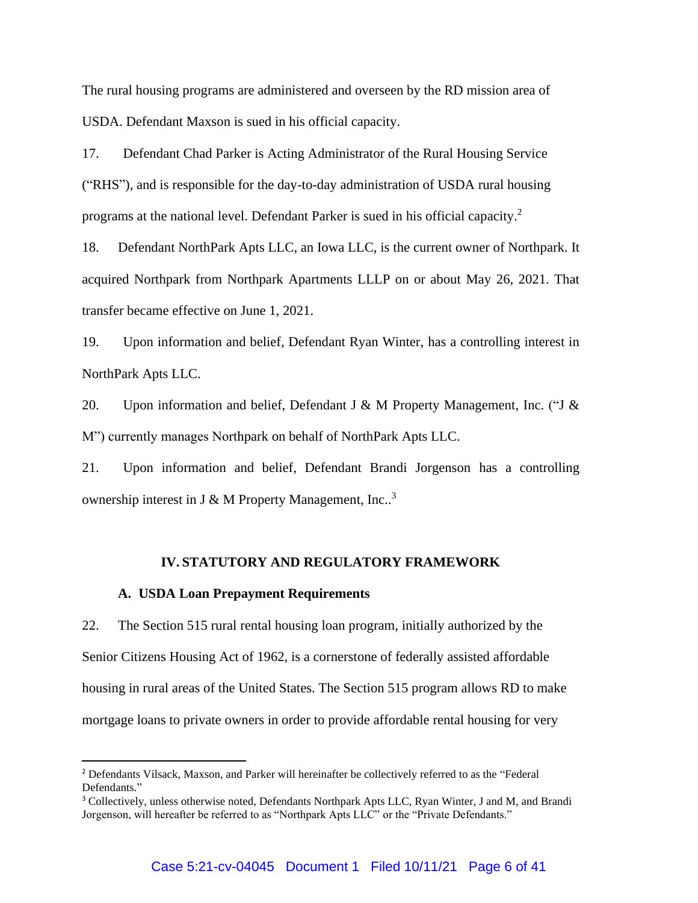The rural housing programs are administered and overseen by the RD mission area of USDA. Defendant Maxson is sued in his official capacity.

17. Defendant Chad Parker is Acting Administrator of the Rural Housing Service ("RHS"), and is responsible for the day-to-day administration of USDA rural housing programs at the national level. Defendant Parker is sued in his official capacity.[2]

18. Defendant NorthPark Apts LLC, an Iowa LLC, is the current owner of Northpark. It acquired Northpark from Northpark Apartments LLLP on or about May 26, 2021. That transfer became effective on June 1, 2021.

19. Upon information and belief, Defendant Ryan Winter, has a controlling interest in NorthPark Apts LLC.

20. Upon information and belief, Defendant J & M Property Management, Inc. ("J & M") currently manages Northpark on behalf of NorthPark Apts LLC.

21. Upon information and belief, Defendant Brandi Jorgenson has a controlling ownership interest in J & M Property Management, Inc..[3]

## IV. STATUTORY AND REGULATORY FRAMEWORK

### A. USDA Loan Prepayment Requirements

22. The Section 515 rural rental housing loan program, initially authorized by the Senior Citizens Housing Act of 1962, is a cornerstone of federally assisted affordable housing in rural areas of the United States. The Section 515 program allows RD to make mortgage loans to private owners in order to provide affordable rental housing for very

---

[2] Defendants Vilsack, Maxson, and Parker will hereinafter be collectively referred to as the "Federal Defendants."

[3] Collectively, unless otherwise noted, Defendants Northpark Apts LLC, Ryan Winter, J and M, and Brandi Jorgenson, will hereafter be referred to as "Northpark Apts LLC" or the "Private Defendants."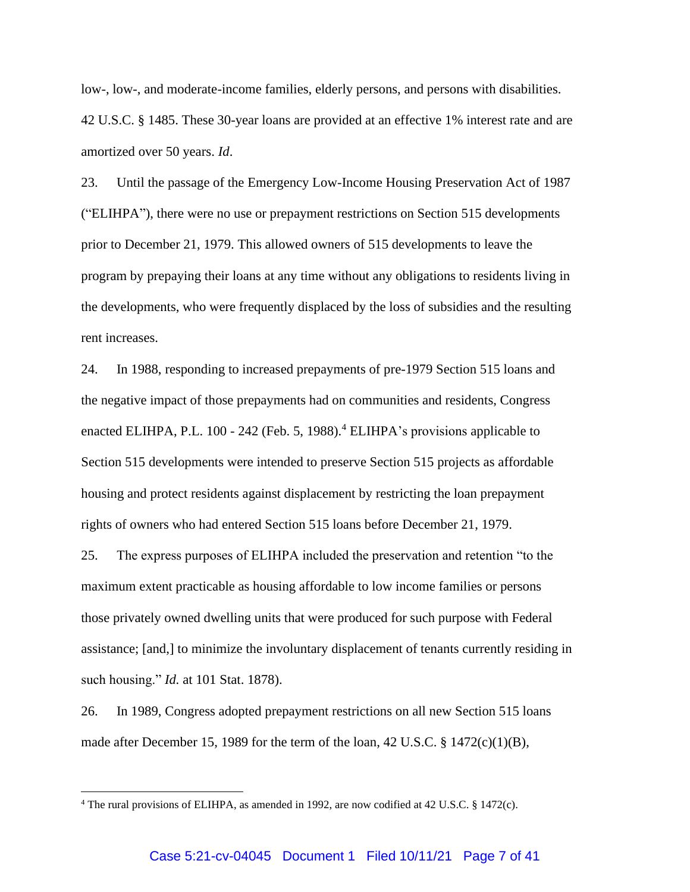low-, low-, and moderate-income families, elderly persons, and persons with disabilities. 42 U.S.C. § 1485. These 30-year loans are provided at an effective 1% interest rate and are amortized over 50 years. *Id*.

23. Until the passage of the Emergency Low-Income Housing Preservation Act of 1987 ("ELIHPA"), there were no use or prepayment restrictions on Section 515 developments prior to December 21, 1979. This allowed owners of 515 developments to leave the program by prepaying their loans at any time without any obligations to residents living in the developments, who were frequently displaced by the loss of subsidies and the resulting rent increases.

24. In 1988, responding to increased prepayments of pre-1979 Section 515 loans and the negative impact of those prepayments had on communities and residents, Congress enacted ELIHPA, P.L. 100 - 242 (Feb. 5, 1988).[4] ELIHPA's provisions applicable to Section 515 developments were intended to preserve Section 515 projects as affordable housing and protect residents against displacement by restricting the loan prepayment rights of owners who had entered Section 515 loans before December 21, 1979.

25. The express purposes of ELIHPA included the preservation and retention "to the maximum extent practicable as housing affordable to low income families or persons those privately owned dwelling units that were produced for such purpose with Federal assistance; [and,] to minimize the involuntary displacement of tenants currently residing in such housing." *Id.* at 101 Stat. 1878).

26. In 1989, Congress adopted prepayment restrictions on all new Section 515 loans made after December 15, 1989 for the term of the loan, 42 U.S.C. § 1472(c)(1)(B),

---

[4] The rural provisions of ELIHPA, as amended in 1992, are now codified at 42 U.S.C. § 1472(c).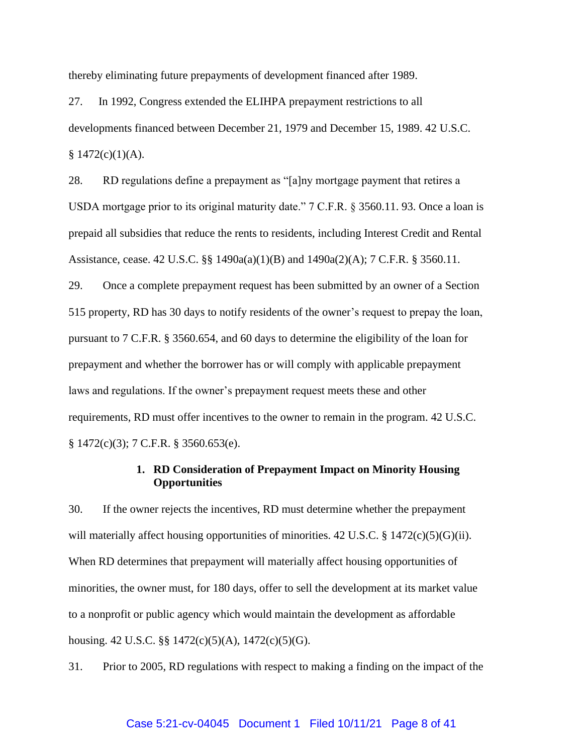thereby eliminating future prepayments of development financed after 1989.

27. In 1992, Congress extended the ELIHPA prepayment restrictions to all developments financed between December 21, 1979 and December 15, 1989. 42 U.S.C. § 1472(c)(1)(A).

28. RD regulations define a prepayment as "[a]ny mortgage payment that retires a USDA mortgage prior to its original maturity date." 7 C.F.R. § 3560.11. 93. Once a loan is prepaid all subsidies that reduce the rents to residents, including Interest Credit and Rental Assistance, cease. 42 U.S.C. §§ 1490a(a)(1)(B) and 1490a(2)(A); 7 C.F.R. § 3560.11.

29. Once a complete prepayment request has been submitted by an owner of a Section 515 property, RD has 30 days to notify residents of the owner's request to prepay the loan, pursuant to 7 C.F.R. § 3560.654, and 60 days to determine the eligibility of the loan for prepayment and whether the borrower has or will comply with applicable prepayment laws and regulations. If the owner's prepayment request meets these and other requirements, RD must offer incentives to the owner to remain in the program. 42 U.S.C. § 1472(c)(3); 7 C.F.R. § 3560.653(e).

### 1. RD Consideration of Prepayment Impact on Minority Housing Opportunities

30. If the owner rejects the incentives, RD must determine whether the prepayment will materially affect housing opportunities of minorities. 42 U.S.C. § 1472(c)(5)(G)(ii). When RD determines that prepayment will materially affect housing opportunities of minorities, the owner must, for 180 days, offer to sell the development at its market value to a nonprofit or public agency which would maintain the development as affordable housing. 42 U.S.C. §§ 1472(c)(5)(A), 1472(c)(5)(G).

31. Prior to 2005, RD regulations with respect to making a finding on the impact of the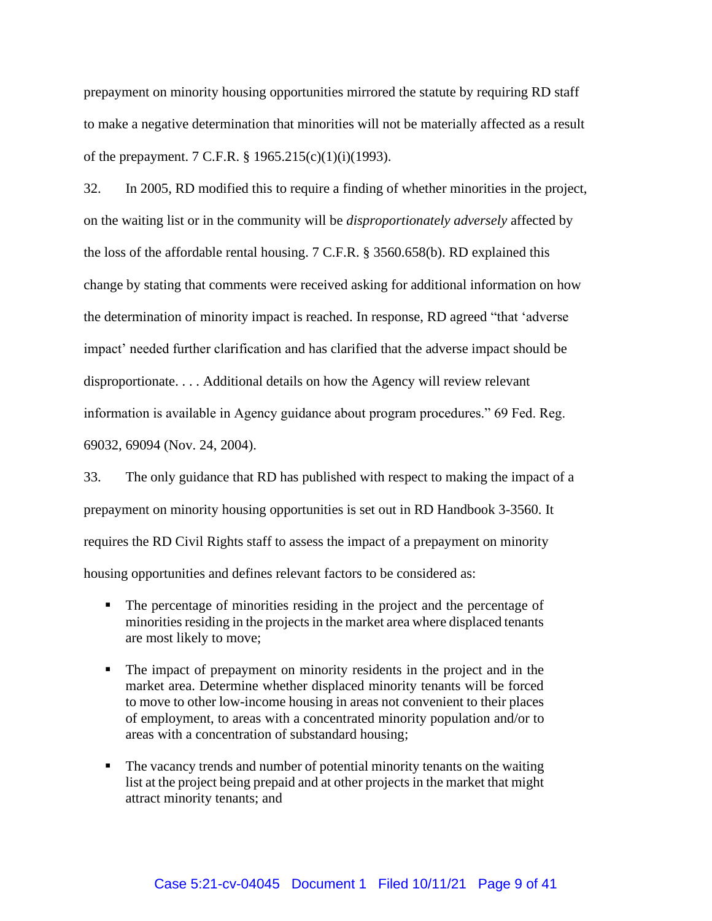prepayment on minority housing opportunities mirrored the statute by requiring RD staff to make a negative determination that minorities will not be materially affected as a result of the prepayment. 7 C.F.R. § 1965.215(c)(1)(i)(1993).

32. In 2005, RD modified this to require a finding of whether minorities in the project, on the waiting list or in the community will be *disproportionately adversely* affected by the loss of the affordable rental housing. 7 C.F.R. § 3560.658(b). RD explained this change by stating that comments were received asking for additional information on how the determination of minority impact is reached. In response, RD agreed "that 'adverse impact' needed further clarification and has clarified that the adverse impact should be disproportionate. . . . Additional details on how the Agency will review relevant information is available in Agency guidance about program procedures." 69 Fed. Reg. 69032, 69094 (Nov. 24, 2004).

33. The only guidance that RD has published with respect to making the impact of a prepayment on minority housing opportunities is set out in RD Handbook 3-3560. It requires the RD Civil Rights staff to assess the impact of a prepayment on minority housing opportunities and defines relevant factors to be considered as:

- The percentage of minorities residing in the project and the percentage of minorities residing in the projects in the market area where displaced tenants are most likely to move;
- The impact of prepayment on minority residents in the project and in the market area. Determine whether displaced minority tenants will be forced to move to other low-income housing in areas not convenient to their places of employment, to areas with a concentrated minority population and/or to areas with a concentration of substandard housing;
- The vacancy trends and number of potential minority tenants on the waiting list at the project being prepaid and at other projects in the market that might attract minority tenants; and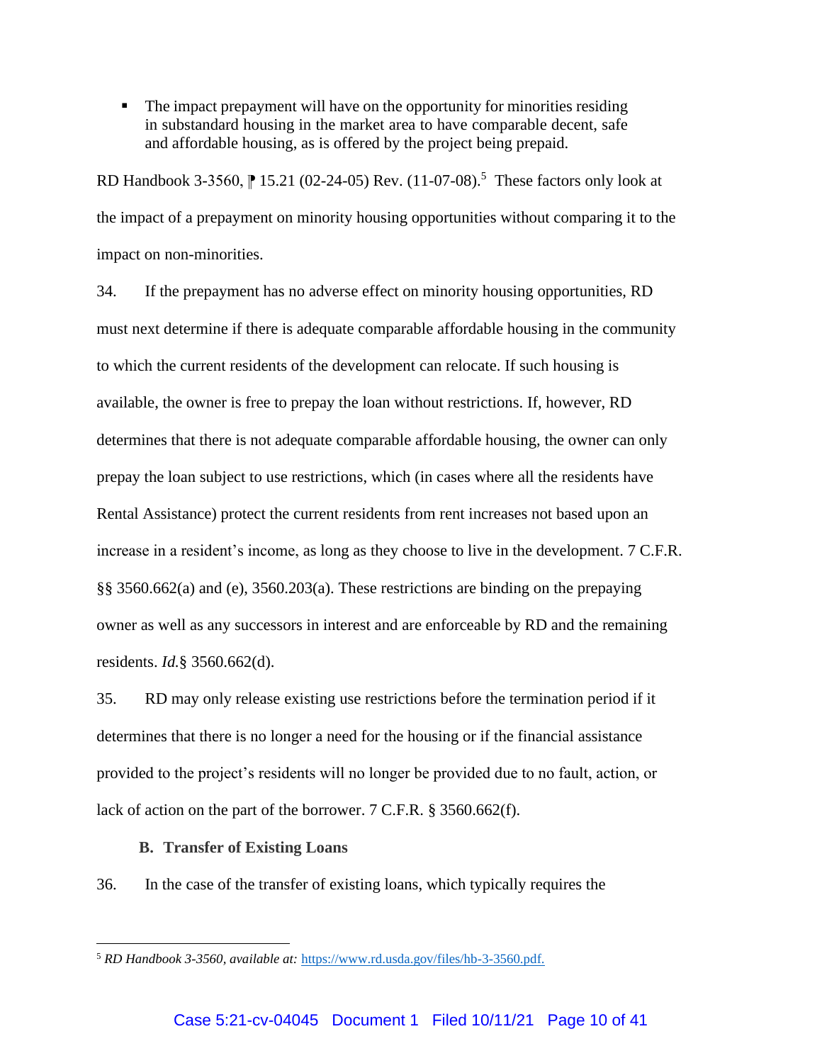- The impact prepayment will have on the opportunity for minorities residing in substandard housing in the market area to have comparable decent, safe and affordable housing, as is offered by the project being prepaid.

RD Handbook 3-3560, ⁋ 15.21 (02-24-05) Rev. (11-07-08).[5] These factors only look at the impact of a prepayment on minority housing opportunities without comparing it to the impact on non-minorities.

34. If the prepayment has no adverse effect on minority housing opportunities, RD must next determine if there is adequate comparable affordable housing in the community to which the current residents of the development can relocate. If such housing is available, the owner is free to prepay the loan without restrictions. If, however, RD determines that there is not adequate comparable affordable housing, the owner can only prepay the loan subject to use restrictions, which (in cases where all the residents have Rental Assistance) protect the current residents from rent increases not based upon an increase in a resident's income, as long as they choose to live in the development. 7 C.F.R. §§ 3560.662(a) and (e), 3560.203(a). These restrictions are binding on the prepaying owner as well as any successors in interest and are enforceable by RD and the remaining residents. *Id.*§ 3560.662(d).

35. RD may only release existing use restrictions before the termination period if it determines that there is no longer a need for the housing or if the financial assistance provided to the project's residents will no longer be provided due to no fault, action, or lack of action on the part of the borrower. 7 C.F.R. § 3560.662(f).

### B. Transfer of Existing Loans

36. In the case of the transfer of existing loans, which typically requires the

---

[5] *RD Handbook 3-3560, available at:* https://www.rd.usda.gov/files/hb-3-3560.pdf.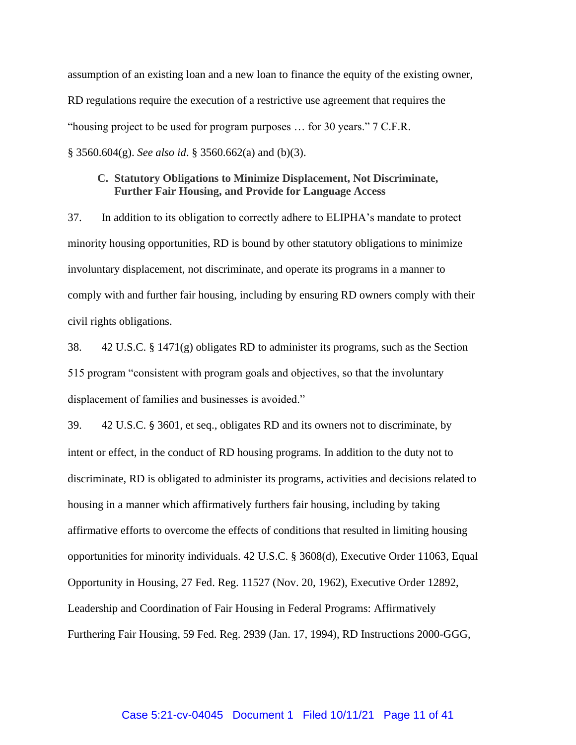assumption of an existing loan and a new loan to finance the equity of the existing owner, RD regulations require the execution of a restrictive use agreement that requires the "housing project to be used for program purposes … for 30 years." 7 C.F.R. § 3560.604(g). *See also id*. § 3560.662(a) and (b)(3).

### C. Statutory Obligations to Minimize Displacement, Not Discriminate, Further Fair Housing, and Provide for Language Access

37. In addition to its obligation to correctly adhere to ELIPHA's mandate to protect minority housing opportunities, RD is bound by other statutory obligations to minimize involuntary displacement, not discriminate, and operate its programs in a manner to comply with and further fair housing, including by ensuring RD owners comply with their civil rights obligations.

38. 42 U.S.C. § 1471(g) obligates RD to administer its programs, such as the Section 515 program "consistent with program goals and objectives, so that the involuntary displacement of families and businesses is avoided."

39. 42 U.S.C. § 3601, et seq., obligates RD and its owners not to discriminate, by intent or effect, in the conduct of RD housing programs. In addition to the duty not to discriminate, RD is obligated to administer its programs, activities and decisions related to housing in a manner which affirmatively furthers fair housing, including by taking affirmative efforts to overcome the effects of conditions that resulted in limiting housing opportunities for minority individuals. 42 U.S.C. § 3608(d), Executive Order 11063, Equal Opportunity in Housing, 27 Fed. Reg. 11527 (Nov. 20, 1962), Executive Order 12892, Leadership and Coordination of Fair Housing in Federal Programs: Affirmatively Furthering Fair Housing, 59 Fed. Reg. 2939 (Jan. 17, 1994), RD Instructions 2000-GGG,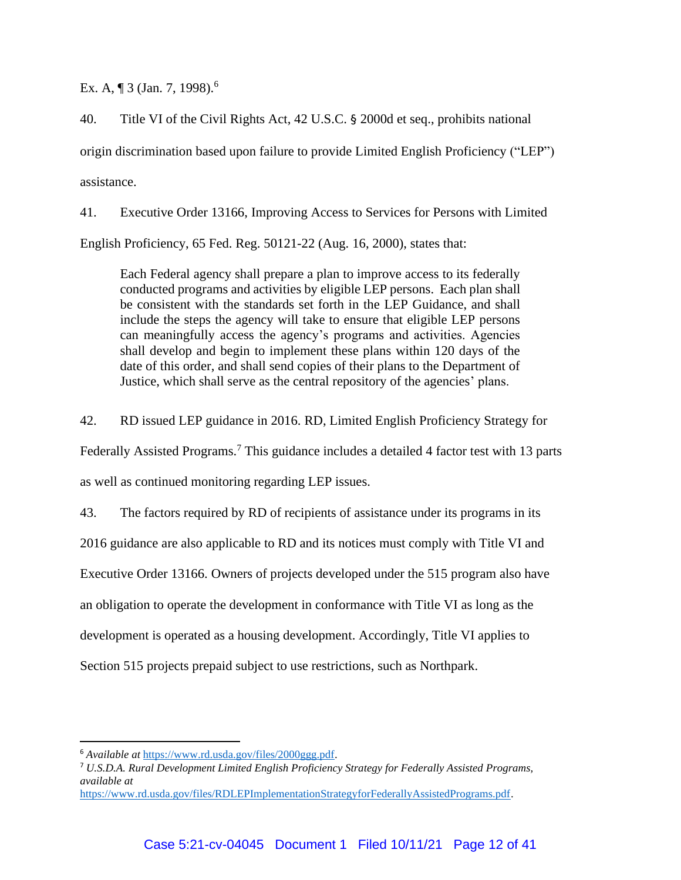Ex. A, ¶ 3 (Jan. 7, 1998).[6]

40. Title VI of the Civil Rights Act, 42 U.S.C. § 2000d et seq., prohibits national origin discrimination based upon failure to provide Limited English Proficiency ("LEP") assistance.

41. Executive Order 13166, Improving Access to Services for Persons with Limited English Proficiency, 65 Fed. Reg. 50121-22 (Aug. 16, 2000), states that:

> Each Federal agency shall prepare a plan to improve access to its federally conducted programs and activities by eligible LEP persons. Each plan shall be consistent with the standards set forth in the LEP Guidance, and shall include the steps the agency will take to ensure that eligible LEP persons can meaningfully access the agency's programs and activities. Agencies shall develop and begin to implement these plans within 120 days of the date of this order, and shall send copies of their plans to the Department of Justice, which shall serve as the central repository of the agencies' plans.

42. RD issued LEP guidance in 2016. RD, Limited English Proficiency Strategy for Federally Assisted Programs.[7] This guidance includes a detailed 4 factor test with 13 parts as well as continued monitoring regarding LEP issues.

43. The factors required by RD of recipients of assistance under its programs in its 2016 guidance are also applicable to RD and its notices must comply with Title VI and Executive Order 13166. Owners of projects developed under the 515 program also have an obligation to operate the development in conformance with Title VI as long as the development is operated as a housing development. Accordingly, Title VI applies to Section 515 projects prepaid subject to use restrictions, such as Northpark.

---

[6] *Available at* https://www.rd.usda.gov/files/2000ggg.pdf.

[7] *U.S.D.A. Rural Development Limited English Proficiency Strategy for Federally Assisted Programs, available at* https://www.rd.usda.gov/files/RDLEPImplementationStrategyforFederallyAssistedPrograms.pdf.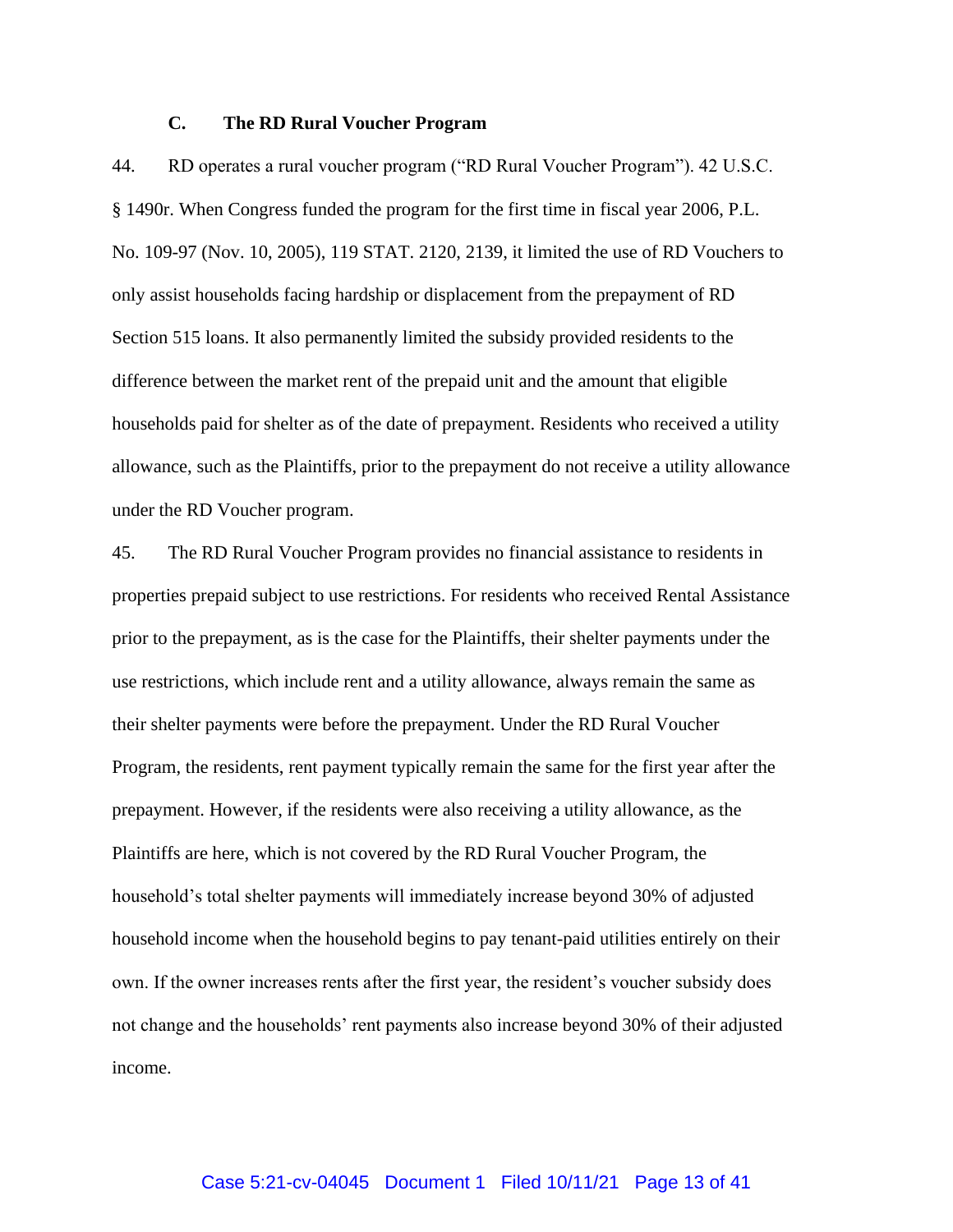### C. The RD Rural Voucher Program

44. RD operates a rural voucher program ("RD Rural Voucher Program"). 42 U.S.C. § 1490r. When Congress funded the program for the first time in fiscal year 2006, P.L. No. 109-97 (Nov. 10, 2005), 119 STAT. 2120, 2139, it limited the use of RD Vouchers to only assist households facing hardship or displacement from the prepayment of RD Section 515 loans. It also permanently limited the subsidy provided residents to the difference between the market rent of the prepaid unit and the amount that eligible households paid for shelter as of the date of prepayment. Residents who received a utility allowance, such as the Plaintiffs, prior to the prepayment do not receive a utility allowance under the RD Voucher program.

45. The RD Rural Voucher Program provides no financial assistance to residents in properties prepaid subject to use restrictions. For residents who received Rental Assistance prior to the prepayment, as is the case for the Plaintiffs, their shelter payments under the use restrictions, which include rent and a utility allowance, always remain the same as their shelter payments were before the prepayment. Under the RD Rural Voucher Program, the residents, rent payment typically remain the same for the first year after the prepayment. However, if the residents were also receiving a utility allowance, as the Plaintiffs are here, which is not covered by the RD Rural Voucher Program, the household's total shelter payments will immediately increase beyond 30% of adjusted household income when the household begins to pay tenant-paid utilities entirely on their own. If the owner increases rents after the first year, the resident's voucher subsidy does not change and the households' rent payments also increase beyond 30% of their adjusted income.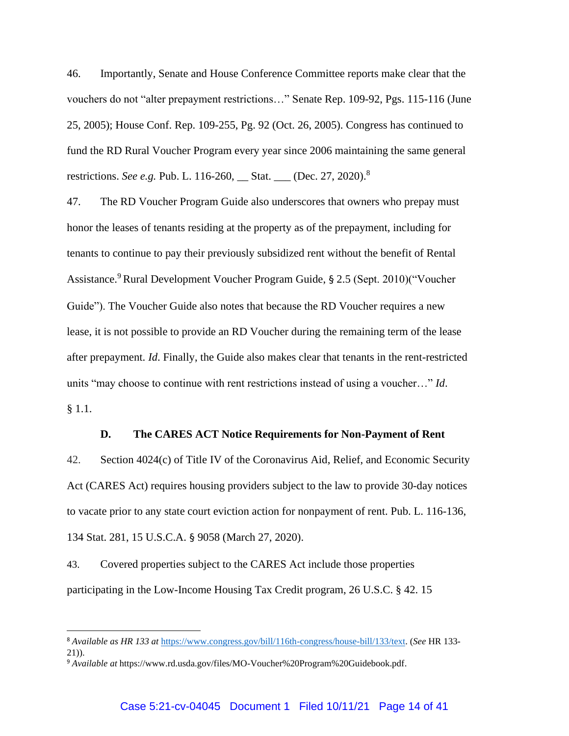46. Importantly, Senate and House Conference Committee reports make clear that the vouchers do not "alter prepayment restrictions…" Senate Rep. 109-92, Pgs. 115-116 (June 25, 2005); House Conf. Rep. 109-255, Pg. 92 (Oct. 26, 2005). Congress has continued to fund the RD Rural Voucher Program every year since 2006 maintaining the same general restrictions. *See e.g.* Pub. L. 116-260, __ Stat. ___ (Dec. 27, 2020).[8]

47. The RD Voucher Program Guide also underscores that owners who prepay must honor the leases of tenants residing at the property as of the prepayment, including for tenants to continue to pay their previously subsidized rent without the benefit of Rental Assistance.[9] Rural Development Voucher Program Guide, § 2.5 (Sept. 2010)("Voucher Guide"). The Voucher Guide also notes that because the RD Voucher requires a new lease, it is not possible to provide an RD Voucher during the remaining term of the lease after prepayment. *Id.* Finally, the Guide also makes clear that tenants in the rent-restricted units "may choose to continue with rent restrictions instead of using a voucher…" *Id*. § 1.1.

### D. The CARES ACT Notice Requirements for Non-Payment of Rent

42. Section 4024(c) of Title IV of the Coronavirus Aid, Relief, and Economic Security Act (CARES Act) requires housing providers subject to the law to provide 30-day notices to vacate prior to any state court eviction action for nonpayment of rent. Pub. L. 116-136, 134 Stat. 281, 15 U.S.C.A. § 9058 (March 27, 2020).

43. Covered properties subject to the CARES Act include those properties participating in the Low-Income Housing Tax Credit program, 26 U.S.C. § 42. 15

---

[8] *Available as HR 133 at* https://www.congress.gov/bill/116th-congress/house-bill/133/text. (*See* HR 133-21)).

[9] *Available at* https://www.rd.usda.gov/files/MO-Voucher%20Program%20Guidebook.pdf.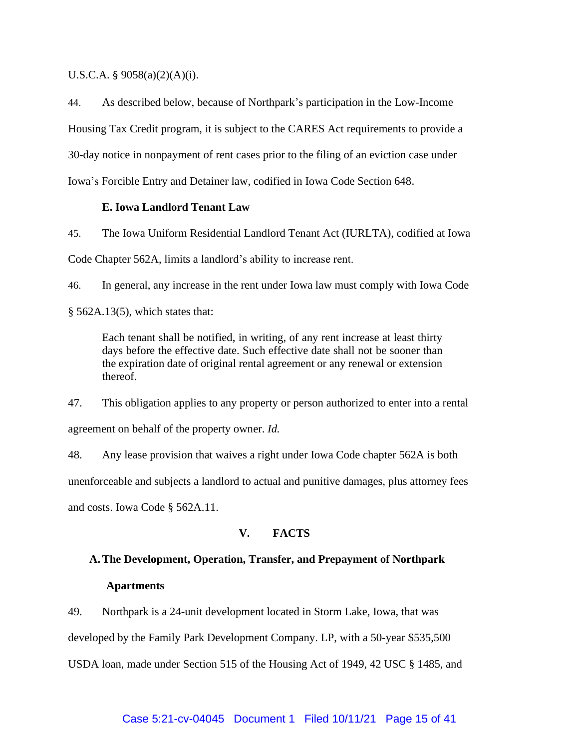U.S.C.A. § 9058(a)(2)(A)(i).

44. As described below, because of Northpark's participation in the Low-Income Housing Tax Credit program, it is subject to the CARES Act requirements to provide a 30-day notice in nonpayment of rent cases prior to the filing of an eviction case under Iowa's Forcible Entry and Detainer law, codified in Iowa Code Section 648.

### E. Iowa Landlord Tenant Law

45. The Iowa Uniform Residential Landlord Tenant Act (IURLTA), codified at Iowa Code Chapter 562A, limits a landlord's ability to increase rent.

46. In general, any increase in the rent under Iowa law must comply with Iowa Code § 562A.13(5), which states that:

> Each tenant shall be notified, in writing, of any rent increase at least thirty days before the effective date. Such effective date shall not be sooner than the expiration date of original rental agreement or any renewal or extension thereof.

47. This obligation applies to any property or person authorized to enter into a rental agreement on behalf of the property owner. *Id.*

48. Any lease provision that waives a right under Iowa Code chapter 562A is both unenforceable and subjects a landlord to actual and punitive damages, plus attorney fees and costs. Iowa Code § 562A.11.

## V. FACTS

### A. The Development, Operation, Transfer, and Prepayment of Northpark Apartments

49. Northpark is a 24-unit development located in Storm Lake, Iowa, that was developed by the Family Park Development Company. LP, with a 50-year $535,500 USDA loan, made under Section 515 of the Housing Act of 1949, 42 USC § 1485, and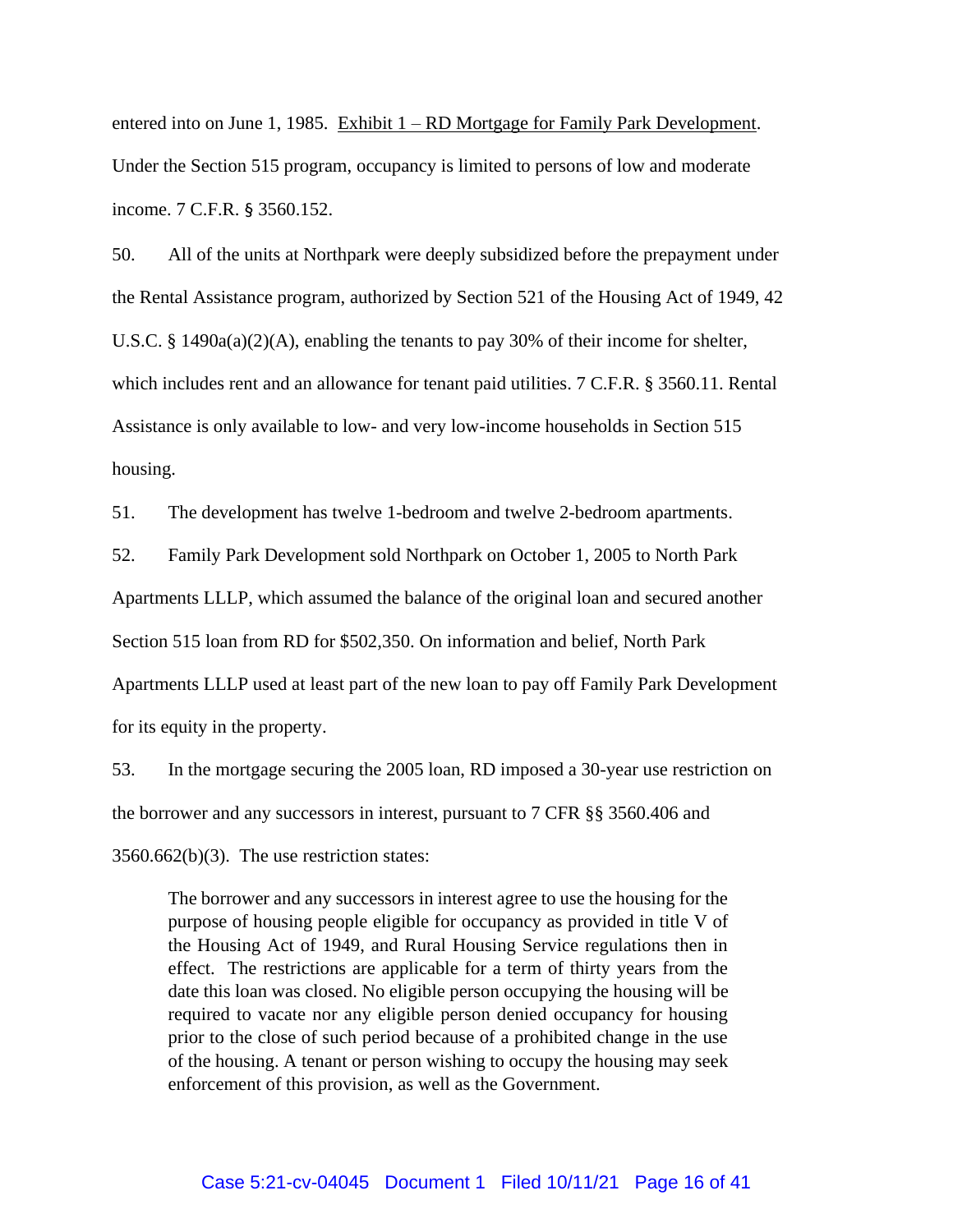entered into on June 1, 1985. Exhibit 1 – RD Mortgage for Family Park Development. Under the Section 515 program, occupancy is limited to persons of low and moderate income. 7 C.F.R. § 3560.152.

50. All of the units at Northpark were deeply subsidized before the prepayment under the Rental Assistance program, authorized by Section 521 of the Housing Act of 1949, 42 U.S.C. § 1490a(a)(2)(A), enabling the tenants to pay 30% of their income for shelter, which includes rent and an allowance for tenant paid utilities. 7 C.F.R. § 3560.11. Rental Assistance is only available to low- and very low-income households in Section 515 housing.

51. The development has twelve 1-bedroom and twelve 2-bedroom apartments.

52. Family Park Development sold Northpark on October 1, 2005 to North Park Apartments LLLP, which assumed the balance of the original loan and secured another Section 515 loan from RD for $502,350. On information and belief, North Park Apartments LLLP used at least part of the new loan to pay off Family Park Development for its equity in the property.

53. In the mortgage securing the 2005 loan, RD imposed a 30-year use restriction on the borrower and any successors in interest, pursuant to 7 CFR §§ 3560.406 and 3560.662(b)(3). The use restriction states:

> The borrower and any successors in interest agree to use the housing for the purpose of housing people eligible for occupancy as provided in title V of the Housing Act of 1949, and Rural Housing Service regulations then in effect. The restrictions are applicable for a term of thirty years from the date this loan was closed. No eligible person occupying the housing will be required to vacate nor any eligible person denied occupancy for housing prior to the close of such period because of a prohibited change in the use of the housing. A tenant or person wishing to occupy the housing may seek enforcement of this provision, as well as the Government.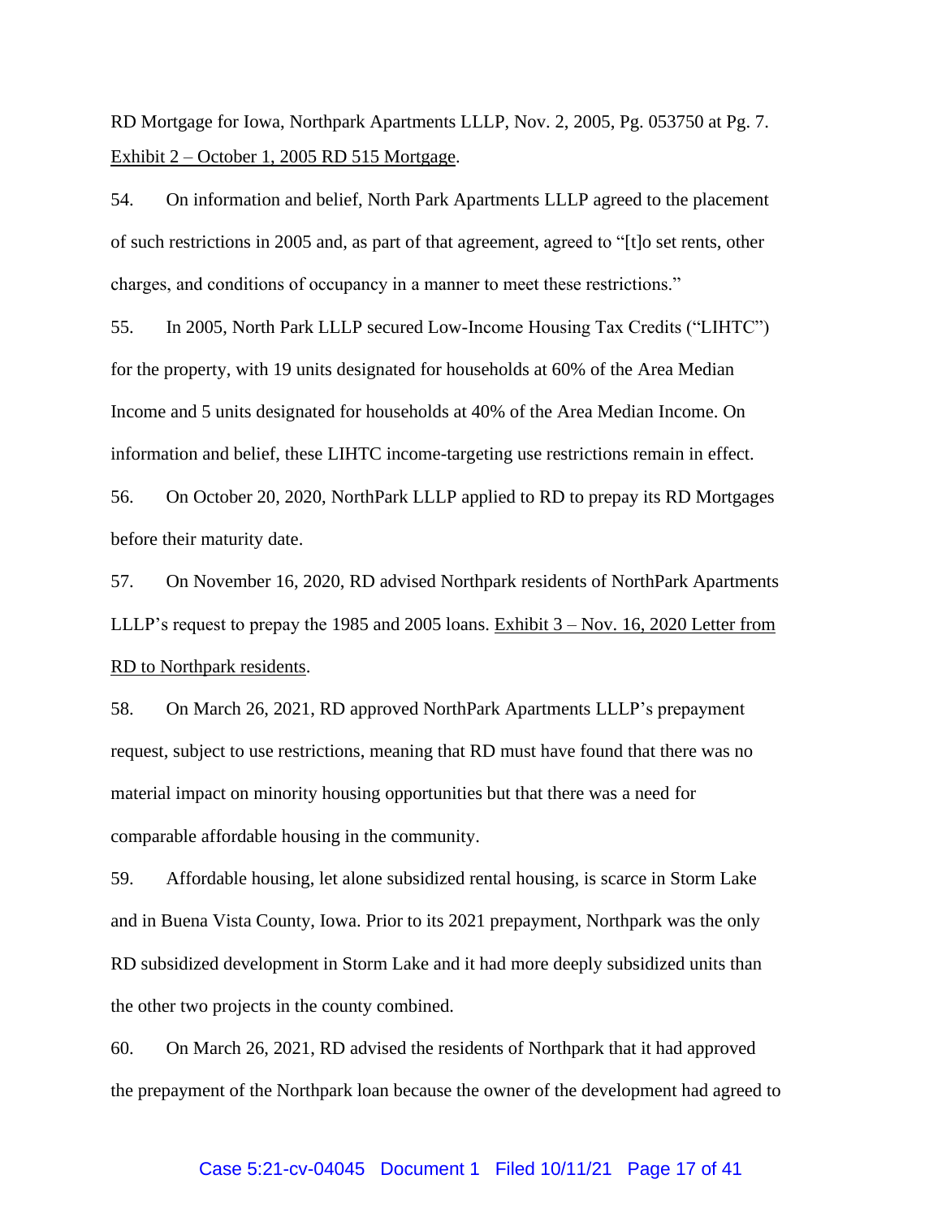RD Mortgage for Iowa, Northpark Apartments LLLP, Nov. 2, 2005, Pg. 053750 at Pg. 7. Exhibit 2 – October 1, 2005 RD 515 Mortgage.

54. On information and belief, North Park Apartments LLLP agreed to the placement of such restrictions in 2005 and, as part of that agreement, agreed to "[t]o set rents, other charges, and conditions of occupancy in a manner to meet these restrictions."

55. In 2005, North Park LLLP secured Low-Income Housing Tax Credits ("LIHTC") for the property, with 19 units designated for households at 60% of the Area Median Income and 5 units designated for households at 40% of the Area Median Income. On information and belief, these LIHTC income-targeting use restrictions remain in effect.

56. On October 20, 2020, NorthPark LLLP applied to RD to prepay its RD Mortgages before their maturity date.

57. On November 16, 2020, RD advised Northpark residents of NorthPark Apartments LLLP's request to prepay the 1985 and 2005 loans. Exhibit 3 – Nov. 16, 2020 Letter from RD to Northpark residents.

58. On March 26, 2021, RD approved NorthPark Apartments LLLP's prepayment request, subject to use restrictions, meaning that RD must have found that there was no material impact on minority housing opportunities but that there was a need for comparable affordable housing in the community.

59. Affordable housing, let alone subsidized rental housing, is scarce in Storm Lake and in Buena Vista County, Iowa. Prior to its 2021 prepayment, Northpark was the only RD subsidized development in Storm Lake and it had more deeply subsidized units than the other two projects in the county combined.

60. On March 26, 2021, RD advised the residents of Northpark that it had approved the prepayment of the Northpark loan because the owner of the development had agreed to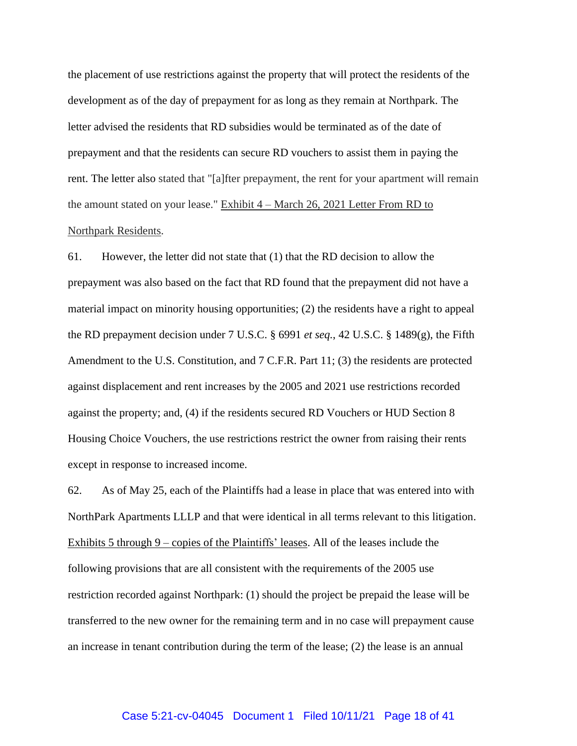the placement of use restrictions against the property that will protect the residents of the development as of the day of prepayment for as long as they remain at Northpark. The letter advised the residents that RD subsidies would be terminated as of the date of prepayment and that the residents can secure RD vouchers to assist them in paying the rent. The letter also stated that "[a]fter prepayment, the rent for your apartment will remain the amount stated on your lease." Exhibit 4 – March 26, 2021 Letter From RD to Northpark Residents.

61. However, the letter did not state that (1) that the RD decision to allow the prepayment was also based on the fact that RD found that the prepayment did not have a material impact on minority housing opportunities; (2) the residents have a right to appeal the RD prepayment decision under 7 U.S.C. § 6991 *et seq.*, 42 U.S.C. § 1489(g), the Fifth Amendment to the U.S. Constitution, and 7 C.F.R. Part 11; (3) the residents are protected against displacement and rent increases by the 2005 and 2021 use restrictions recorded against the property; and, (4) if the residents secured RD Vouchers or HUD Section 8 Housing Choice Vouchers, the use restrictions restrict the owner from raising their rents except in response to increased income.

62. As of May 25, each of the Plaintiffs had a lease in place that was entered into with NorthPark Apartments LLLP and that were identical in all terms relevant to this litigation. Exhibits 5 through 9 – copies of the Plaintiffs' leases. All of the leases include the following provisions that are all consistent with the requirements of the 2005 use restriction recorded against Northpark: (1) should the project be prepaid the lease will be transferred to the new owner for the remaining term and in no case will prepayment cause an increase in tenant contribution during the term of the lease; (2) the lease is an annual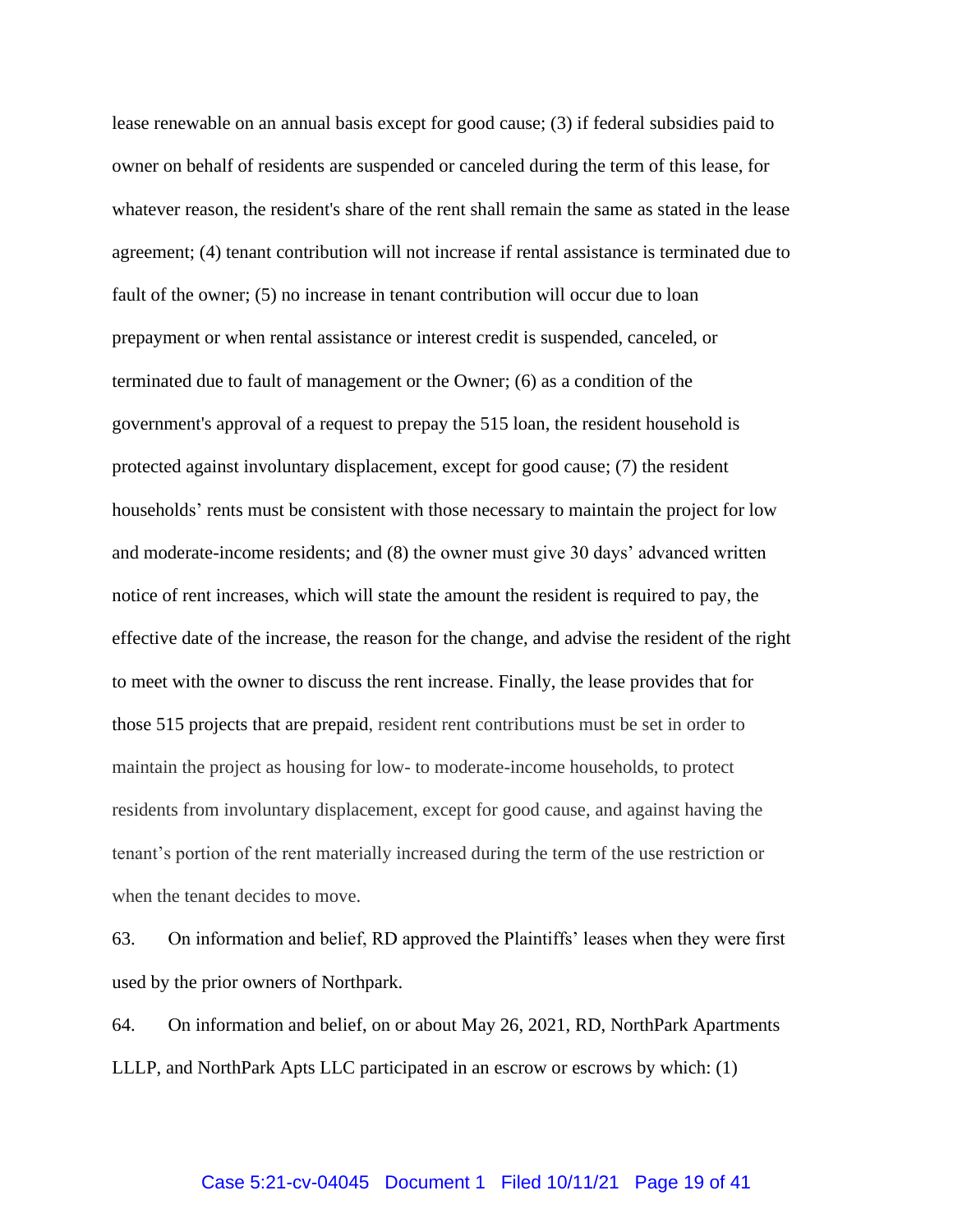lease renewable on an annual basis except for good cause; (3) if federal subsidies paid to owner on behalf of residents are suspended or canceled during the term of this lease, for whatever reason, the resident's share of the rent shall remain the same as stated in the lease agreement; (4) tenant contribution will not increase if rental assistance is terminated due to fault of the owner; (5) no increase in tenant contribution will occur due to loan prepayment or when rental assistance or interest credit is suspended, canceled, or terminated due to fault of management or the Owner; (6) as a condition of the government's approval of a request to prepay the 515 loan, the resident household is protected against involuntary displacement, except for good cause; (7) the resident households' rents must be consistent with those necessary to maintain the project for low and moderate-income residents; and (8) the owner must give 30 days' advanced written notice of rent increases, which will state the amount the resident is required to pay, the effective date of the increase, the reason for the change, and advise the resident of the right to meet with the owner to discuss the rent increase. Finally, the lease provides that for those 515 projects that are prepaid, resident rent contributions must be set in order to maintain the project as housing for low- to moderate-income households, to protect residents from involuntary displacement, except for good cause, and against having the tenant's portion of the rent materially increased during the term of the use restriction or when the tenant decides to move.

63. On information and belief, RD approved the Plaintiffs' leases when they were first used by the prior owners of Northpark.

64. On information and belief, on or about May 26, 2021, RD, NorthPark Apartments LLLP, and NorthPark Apts LLC participated in an escrow or escrows by which: (1)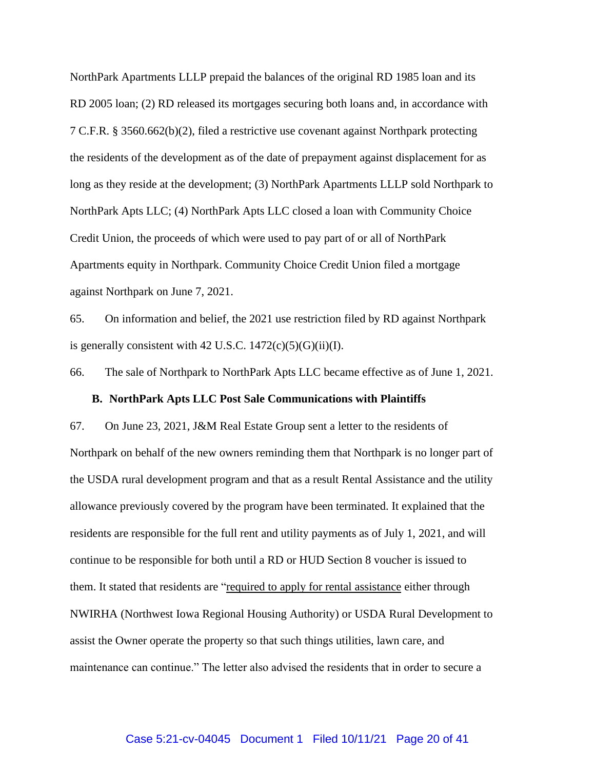NorthPark Apartments LLLP prepaid the balances of the original RD 1985 loan and its RD 2005 loan; (2) RD released its mortgages securing both loans and, in accordance with 7 C.F.R. § 3560.662(b)(2), filed a restrictive use covenant against Northpark protecting the residents of the development as of the date of prepayment against displacement for as long as they reside at the development; (3) NorthPark Apartments LLLP sold Northpark to NorthPark Apts LLC; (4) NorthPark Apts LLC closed a loan with Community Choice Credit Union, the proceeds of which were used to pay part of or all of NorthPark Apartments equity in Northpark. Community Choice Credit Union filed a mortgage against Northpark on June 7, 2021.

65. On information and belief, the 2021 use restriction filed by RD against Northpark is generally consistent with 42 U.S.C. 1472(c)(5)(G)(ii)(I).

66. The sale of Northpark to NorthPark Apts LLC became effective as of June 1, 2021.

### B. NorthPark Apts LLC Post Sale Communications with Plaintiffs

67. On June 23, 2021, J&M Real Estate Group sent a letter to the residents of Northpark on behalf of the new owners reminding them that Northpark is no longer part of the USDA rural development program and that as a result Rental Assistance and the utility allowance previously covered by the program have been terminated. It explained that the residents are responsible for the full rent and utility payments as of July 1, 2021, and will continue to be responsible for both until a RD or HUD Section 8 voucher is issued to them. It stated that residents are "required to apply for rental assistance either through NWIRHA (Northwest Iowa Regional Housing Authority) or USDA Rural Development to assist the Owner operate the property so that such things utilities, lawn care, and maintenance can continue." The letter also advised the residents that in order to secure a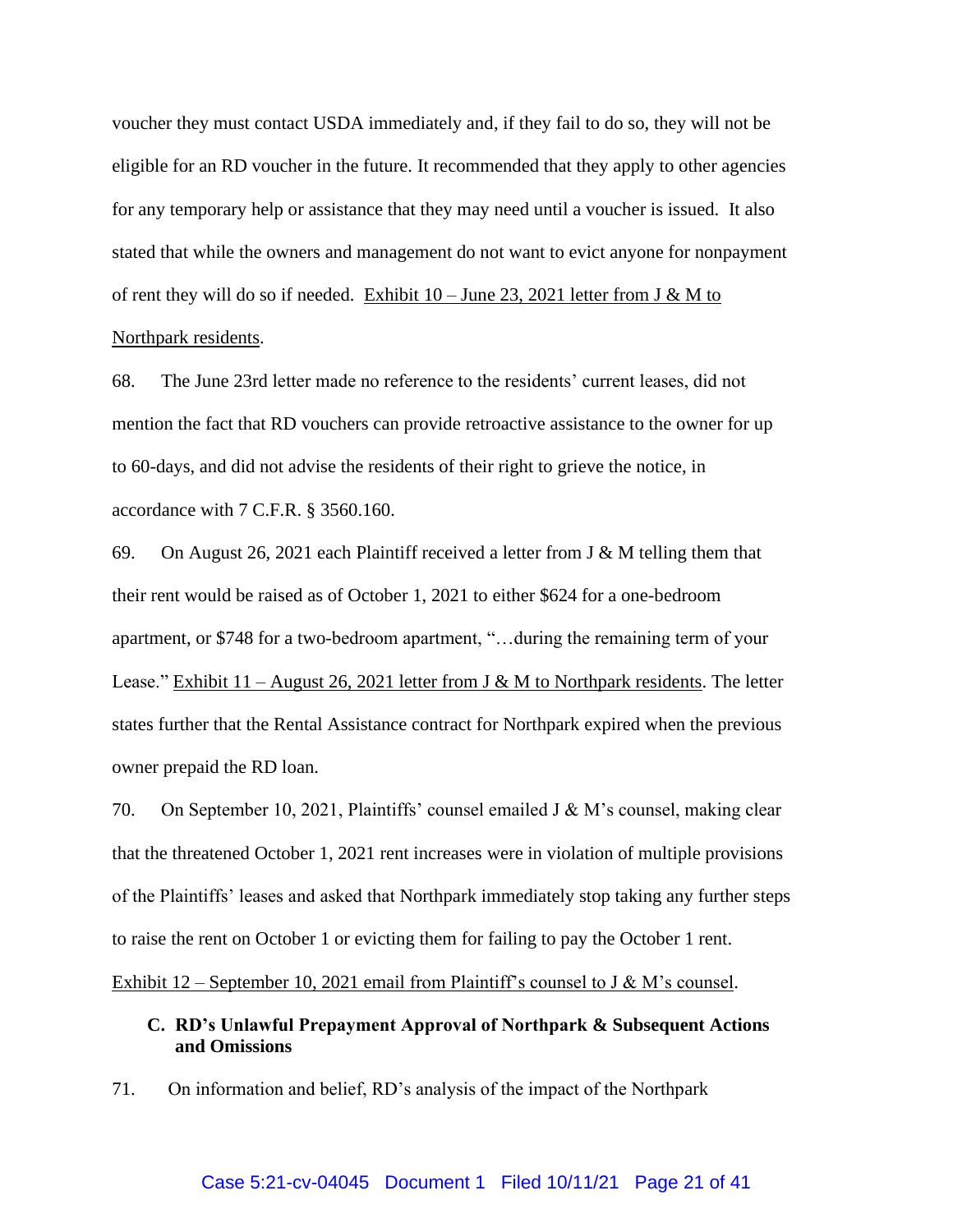voucher they must contact USDA immediately and, if they fail to do so, they will not be eligible for an RD voucher in the future. It recommended that they apply to other agencies for any temporary help or assistance that they may need until a voucher is issued. It also stated that while the owners and management do not want to evict anyone for nonpayment of rent they will do so if needed. Exhibit 10 – June 23, 2021 letter from J & M to Northpark residents.

68. The June 23rd letter made no reference to the residents' current leases, did not mention the fact that RD vouchers can provide retroactive assistance to the owner for up to 60-days, and did not advise the residents of their right to grieve the notice, in accordance with 7 C.F.R. § 3560.160.

69. On August 26, 2021 each Plaintiff received a letter from J & M telling them that their rent would be raised as of October 1, 2021 to either $624 for a one-bedroom apartment, or $748 for a two-bedroom apartment, "…during the remaining term of your Lease." Exhibit 11 – August 26, 2021 letter from J & M to Northpark residents. The letter states further that the Rental Assistance contract for Northpark expired when the previous owner prepaid the RD loan.

70. On September 10, 2021, Plaintiffs' counsel emailed J & M's counsel, making clear that the threatened October 1, 2021 rent increases were in violation of multiple provisions of the Plaintiffs' leases and asked that Northpark immediately stop taking any further steps to raise the rent on October 1 or evicting them for failing to pay the October 1 rent. Exhibit 12 – September 10, 2021 email from Plaintiff's counsel to J & M's counsel.

### C. RD's Unlawful Prepayment Approval of Northpark & Subsequent Actions and Omissions

71. On information and belief, RD's analysis of the impact of the Northpark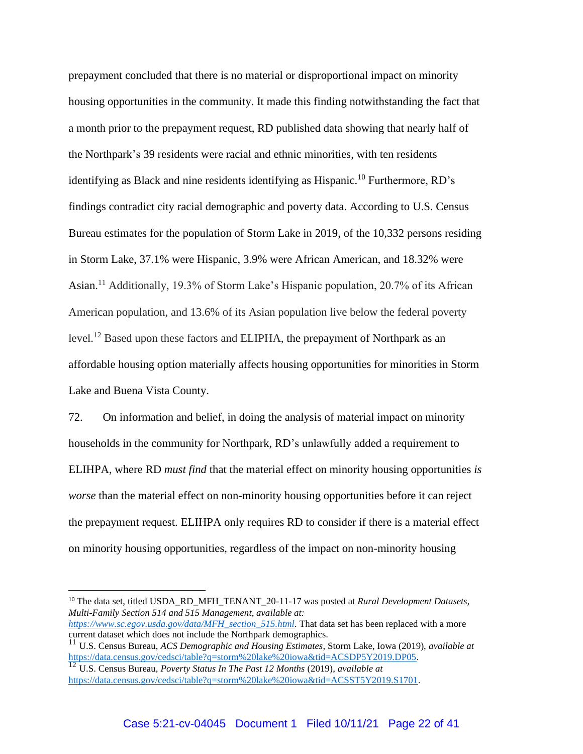prepayment concluded that there is no material or disproportional impact on minority housing opportunities in the community. It made this finding notwithstanding the fact that a month prior to the prepayment request, RD published data showing that nearly half of the Northpark's 39 residents were racial and ethnic minorities, with ten residents identifying as Black and nine residents identifying as Hispanic.[10] Furthermore, RD's findings contradict city racial demographic and poverty data. According to U.S. Census Bureau estimates for the population of Storm Lake in 2019, of the 10,332 persons residing in Storm Lake, 37.1% were Hispanic, 3.9% were African American, and 18.32% were Asian.[11] Additionally, 19.3% of Storm Lake's Hispanic population, 20.7% of its African American population, and 13.6% of its Asian population live below the federal poverty level.[12] Based upon these factors and ELIPHA, the prepayment of Northpark as an affordable housing option materially affects housing opportunities for minorities in Storm Lake and Buena Vista County.

72. On information and belief, in doing the analysis of material impact on minority households in the community for Northpark, RD's unlawfully added a requirement to ELIHPA, where RD *must find* that the material effect on minority housing opportunities *is worse* than the material effect on non-minority housing opportunities before it can reject the prepayment request. ELIHPA only requires RD to consider if there is a material effect on minority housing opportunities, regardless of the impact on non-minority housing

---

[10] The data set, titled USDA_RD_MFH_TENANT_20-11-17 was posted at *Rural Development Datasets, Multi-Family Section 514 and 515 Management, available at: https://www.sc.egov.usda.gov/data/MFH_section_515.html*. That data set has been replaced with a more current dataset which does not include the Northpark demographics.

[11] U.S. Census Bureau, *ACS Demographic and Housing Estimates*, Storm Lake, Iowa (2019), *available at* https://data.census.gov/cedsci/table?q=storm%20lake%20iowa&tid=ACSDP5Y2019.DP05.

[12] U.S. Census Bureau, *Poverty Status In The Past 12 Months* (2019), *available at* https://data.census.gov/cedsci/table?q=storm%20lake%20iowa&tid=ACSST5Y2019.S1701.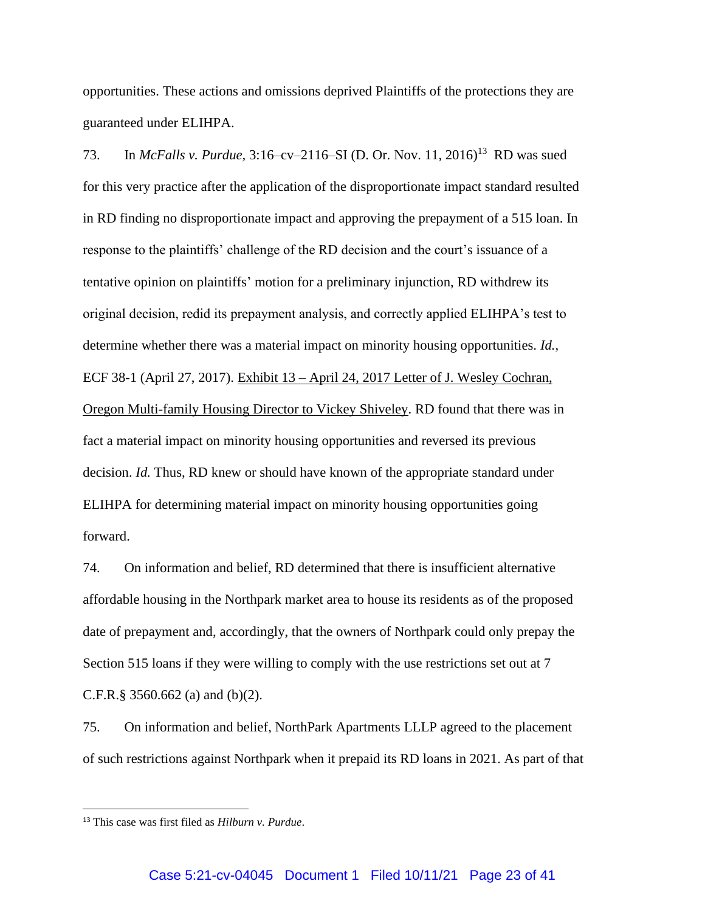opportunities. These actions and omissions deprived Plaintiffs of the protections they are guaranteed under ELIHPA.

73. In *McFalls v. Purdue*, 3:16–cv–2116–SI (D. Or. Nov. 11, 2016)[13] RD was sued for this very practice after the application of the disproportionate impact standard resulted in RD finding no disproportionate impact and approving the prepayment of a 515 loan. In response to the plaintiffs' challenge of the RD decision and the court's issuance of a tentative opinion on plaintiffs' motion for a preliminary injunction, RD withdrew its original decision, redid its prepayment analysis, and correctly applied ELIHPA's test to determine whether there was a material impact on minority housing opportunities. *Id.*, ECF 38-1 (April 27, 2017). Exhibit 13 – April 24, 2017 Letter of J. Wesley Cochran, Oregon Multi-family Housing Director to Vickey Shiveley. RD found that there was in fact a material impact on minority housing opportunities and reversed its previous decision. *Id.* Thus, RD knew or should have known of the appropriate standard under ELIHPA for determining material impact on minority housing opportunities going forward.

74. On information and belief, RD determined that there is insufficient alternative affordable housing in the Northpark market area to house its residents as of the proposed date of prepayment and, accordingly, that the owners of Northpark could only prepay the Section 515 loans if they were willing to comply with the use restrictions set out at 7 C.F.R.§ 3560.662 (a) and (b)(2).

75. On information and belief, NorthPark Apartments LLLP agreed to the placement of such restrictions against Northpark when it prepaid its RD loans in 2021. As part of that

[13] This case was first filed as *Hilburn v. Purdue*.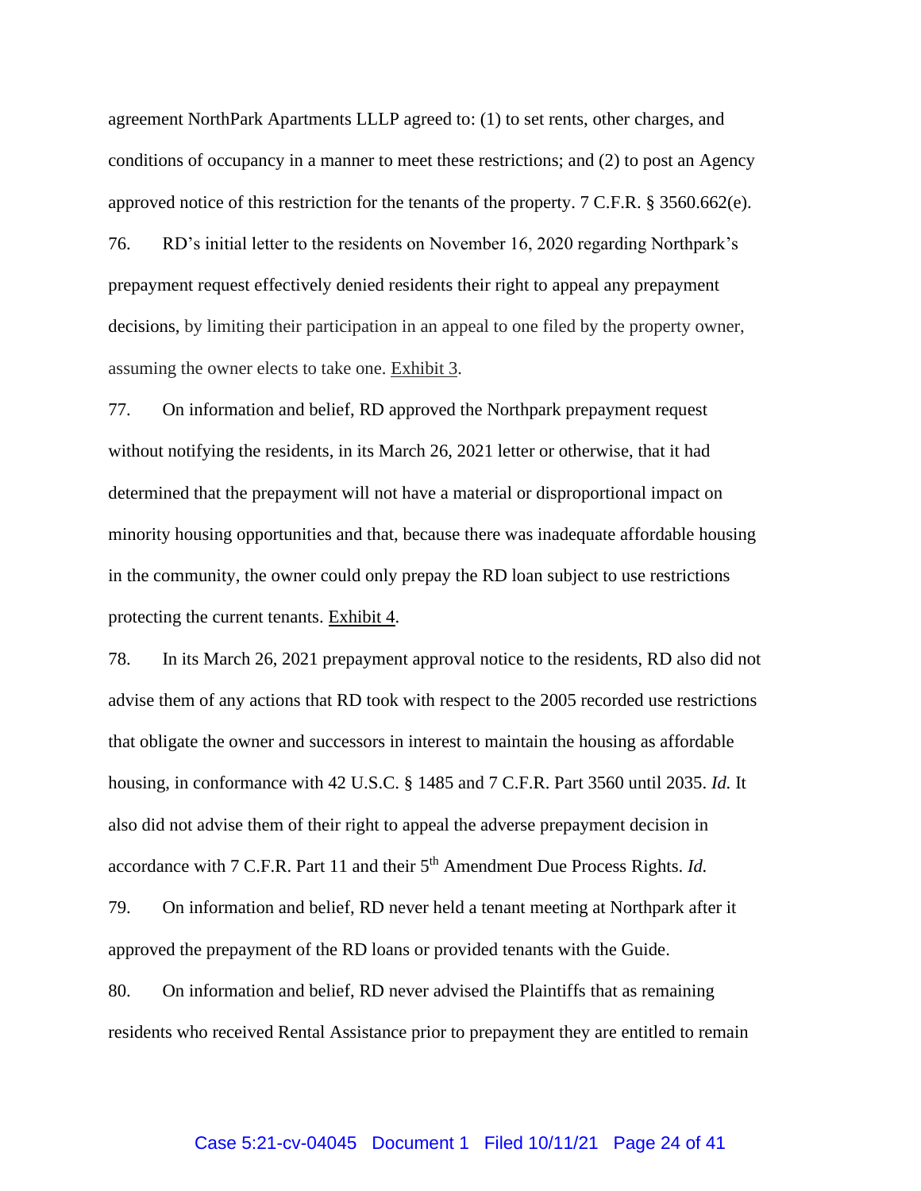agreement NorthPark Apartments LLLP agreed to: (1) to set rents, other charges, and conditions of occupancy in a manner to meet these restrictions; and (2) to post an Agency approved notice of this restriction for the tenants of the property. 7 C.F.R. § 3560.662(e).

76. RD's initial letter to the residents on November 16, 2020 regarding Northpark's prepayment request effectively denied residents their right to appeal any prepayment decisions, by limiting their participation in an appeal to one filed by the property owner, assuming the owner elects to take one. Exhibit 3.

77. On information and belief, RD approved the Northpark prepayment request without notifying the residents, in its March 26, 2021 letter or otherwise, that it had determined that the prepayment will not have a material or disproportional impact on minority housing opportunities and that, because there was inadequate affordable housing in the community, the owner could only prepay the RD loan subject to use restrictions protecting the current tenants. Exhibit 4.

78. In its March 26, 2021 prepayment approval notice to the residents, RD also did not advise them of any actions that RD took with respect to the 2005 recorded use restrictions that obligate the owner and successors in interest to maintain the housing as affordable housing, in conformance with 42 U.S.C. § 1485 and 7 C.F.R. Part 3560 until 2035. *Id.* It also did not advise them of their right to appeal the adverse prepayment decision in accordance with 7 C.F.R. Part 11 and their 5th Amendment Due Process Rights. *Id.*

79. On information and belief, RD never held a tenant meeting at Northpark after it approved the prepayment of the RD loans or provided tenants with the Guide.

80. On information and belief, RD never advised the Plaintiffs that as remaining residents who received Rental Assistance prior to prepayment they are entitled to remain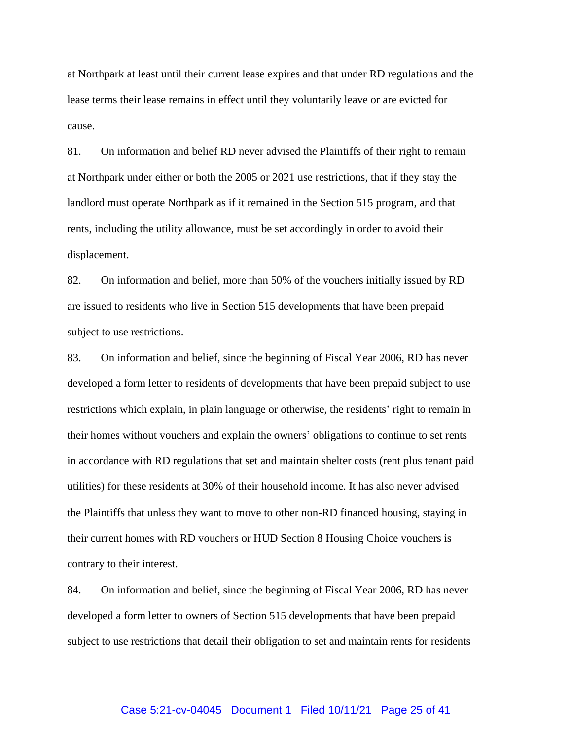at Northpark at least until their current lease expires and that under RD regulations and the lease terms their lease remains in effect until they voluntarily leave or are evicted for cause.

81. On information and belief RD never advised the Plaintiffs of their right to remain at Northpark under either or both the 2005 or 2021 use restrictions, that if they stay the landlord must operate Northpark as if it remained in the Section 515 program, and that rents, including the utility allowance, must be set accordingly in order to avoid their displacement.

82. On information and belief, more than 50% of the vouchers initially issued by RD are issued to residents who live in Section 515 developments that have been prepaid subject to use restrictions.

83. On information and belief, since the beginning of Fiscal Year 2006, RD has never developed a form letter to residents of developments that have been prepaid subject to use restrictions which explain, in plain language or otherwise, the residents' right to remain in their homes without vouchers and explain the owners' obligations to continue to set rents in accordance with RD regulations that set and maintain shelter costs (rent plus tenant paid utilities) for these residents at 30% of their household income. It has also never advised the Plaintiffs that unless they want to move to other non-RD financed housing, staying in their current homes with RD vouchers or HUD Section 8 Housing Choice vouchers is contrary to their interest.

84. On information and belief, since the beginning of Fiscal Year 2006, RD has never developed a form letter to owners of Section 515 developments that have been prepaid subject to use restrictions that detail their obligation to set and maintain rents for residents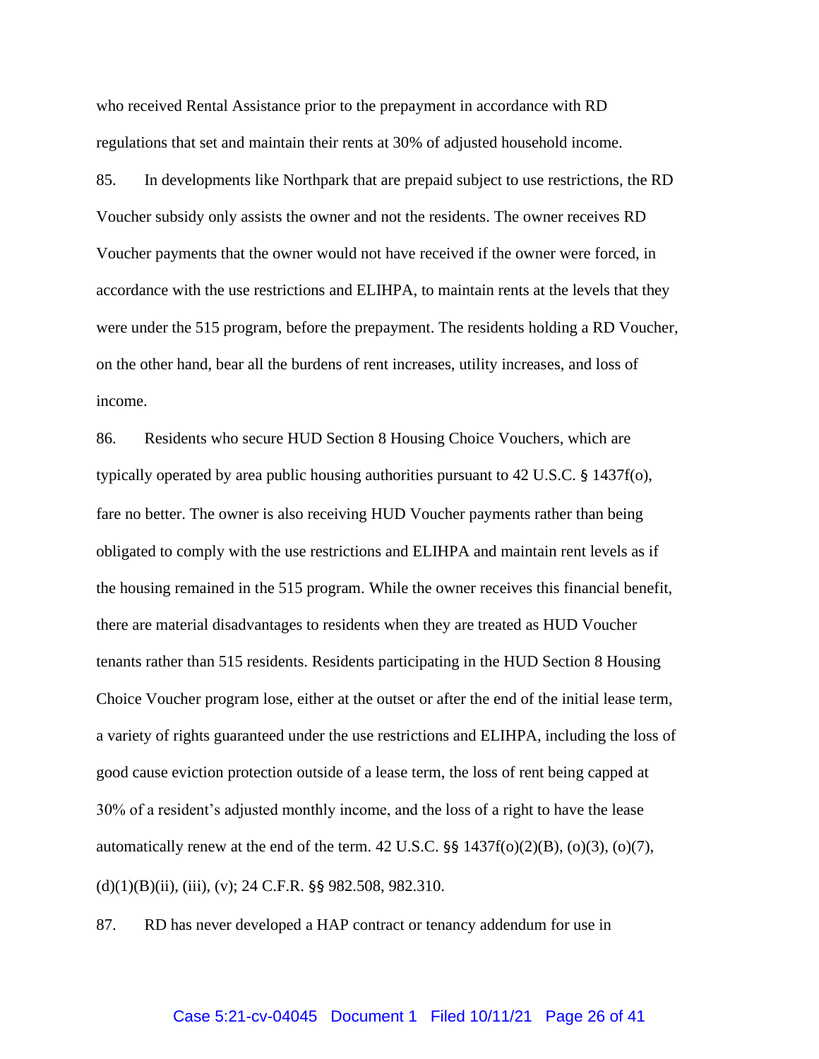who received Rental Assistance prior to the prepayment in accordance with RD regulations that set and maintain their rents at 30% of adjusted household income.

85. In developments like Northpark that are prepaid subject to use restrictions, the RD Voucher subsidy only assists the owner and not the residents. The owner receives RD Voucher payments that the owner would not have received if the owner were forced, in accordance with the use restrictions and ELIHPA, to maintain rents at the levels that they were under the 515 program, before the prepayment. The residents holding a RD Voucher, on the other hand, bear all the burdens of rent increases, utility increases, and loss of income.

86. Residents who secure HUD Section 8 Housing Choice Vouchers, which are typically operated by area public housing authorities pursuant to 42 U.S.C. § 1437f(o), fare no better. The owner is also receiving HUD Voucher payments rather than being obligated to comply with the use restrictions and ELIHPA and maintain rent levels as if the housing remained in the 515 program. While the owner receives this financial benefit, there are material disadvantages to residents when they are treated as HUD Voucher tenants rather than 515 residents. Residents participating in the HUD Section 8 Housing Choice Voucher program lose, either at the outset or after the end of the initial lease term, a variety of rights guaranteed under the use restrictions and ELIHPA, including the loss of good cause eviction protection outside of a lease term, the loss of rent being capped at 30% of a resident's adjusted monthly income, and the loss of a right to have the lease automatically renew at the end of the term. 42 U.S.C. §§ 1437f(o)(2)(B), (o)(3), (o)(7), (d)(1)(B)(ii), (iii), (v); 24 C.F.R. §§ 982.508, 982.310.

87. RD has never developed a HAP contract or tenancy addendum for use in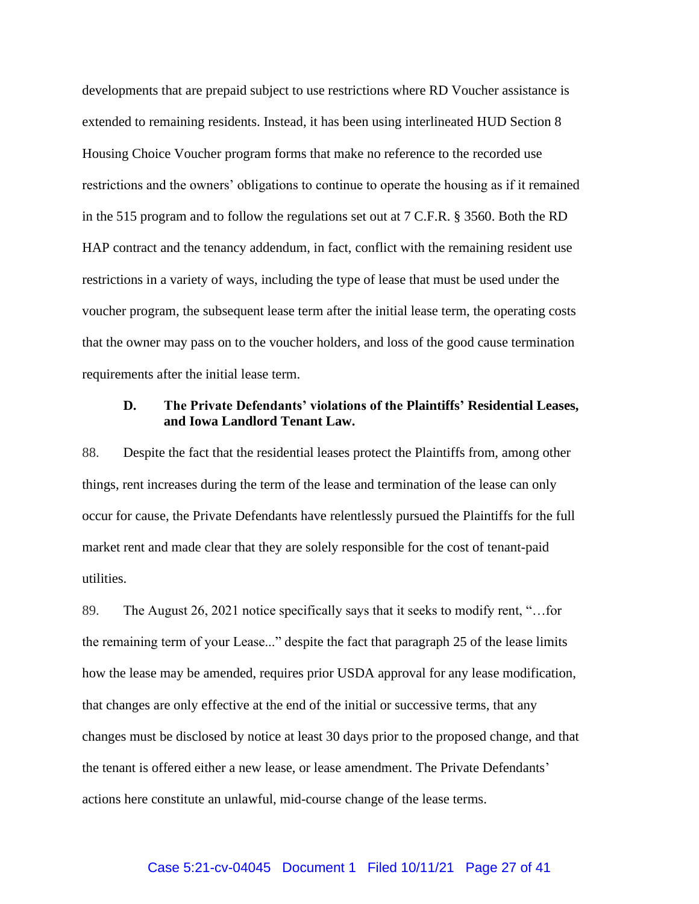developments that are prepaid subject to use restrictions where RD Voucher assistance is extended to remaining residents. Instead, it has been using interlineated HUD Section 8 Housing Choice Voucher program forms that make no reference to the recorded use restrictions and the owners' obligations to continue to operate the housing as if it remained in the 515 program and to follow the regulations set out at 7 C.F.R. § 3560. Both the RD HAP contract and the tenancy addendum, in fact, conflict with the remaining resident use restrictions in a variety of ways, including the type of lease that must be used under the voucher program, the subsequent lease term after the initial lease term, the operating costs that the owner may pass on to the voucher holders, and loss of the good cause termination requirements after the initial lease term.

### D. The Private Defendants' violations of the Plaintiffs' Residential Leases, and Iowa Landlord Tenant Law.

88. Despite the fact that the residential leases protect the Plaintiffs from, among other things, rent increases during the term of the lease and termination of the lease can only occur for cause, the Private Defendants have relentlessly pursued the Plaintiffs for the full market rent and made clear that they are solely responsible for the cost of tenant-paid utilities.

89. The August 26, 2021 notice specifically says that it seeks to modify rent, "…for the remaining term of your Lease..." despite the fact that paragraph 25 of the lease limits how the lease may be amended, requires prior USDA approval for any lease modification, that changes are only effective at the end of the initial or successive terms, that any changes must be disclosed by notice at least 30 days prior to the proposed change, and that the tenant is offered either a new lease, or lease amendment. The Private Defendants' actions here constitute an unlawful, mid-course change of the lease terms.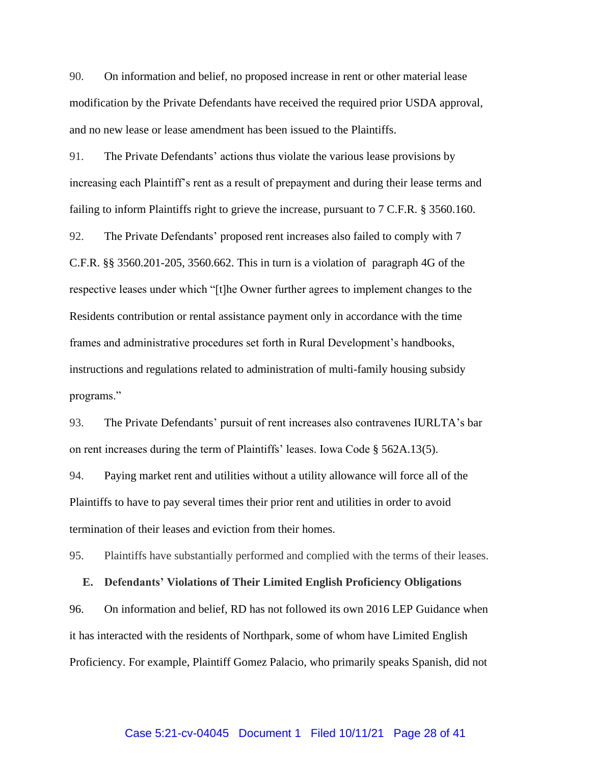90. On information and belief, no proposed increase in rent or other material lease modification by the Private Defendants have received the required prior USDA approval, and no new lease or lease amendment has been issued to the Plaintiffs.

91. The Private Defendants' actions thus violate the various lease provisions by increasing each Plaintiff's rent as a result of prepayment and during their lease terms and failing to inform Plaintiffs right to grieve the increase, pursuant to 7 C.F.R. § 3560.160.

92. The Private Defendants' proposed rent increases also failed to comply with 7 C.F.R. §§ 3560.201-205, 3560.662. This in turn is a violation of paragraph 4G of the respective leases under which "[t]he Owner further agrees to implement changes to the Residents contribution or rental assistance payment only in accordance with the time frames and administrative procedures set forth in Rural Development's handbooks, instructions and regulations related to administration of multi-family housing subsidy programs."

93. The Private Defendants' pursuit of rent increases also contravenes IURLTA's bar on rent increases during the term of Plaintiffs' leases. Iowa Code § 562A.13(5).

94. Paying market rent and utilities without a utility allowance will force all of the Plaintiffs to have to pay several times their prior rent and utilities in order to avoid termination of their leases and eviction from their homes.

95. Plaintiffs have substantially performed and complied with the terms of their leases.

### E. Defendants' Violations of Their Limited English Proficiency Obligations

96. On information and belief, RD has not followed its own 2016 LEP Guidance when it has interacted with the residents of Northpark, some of whom have Limited English Proficiency. For example, Plaintiff Gomez Palacio, who primarily speaks Spanish, did not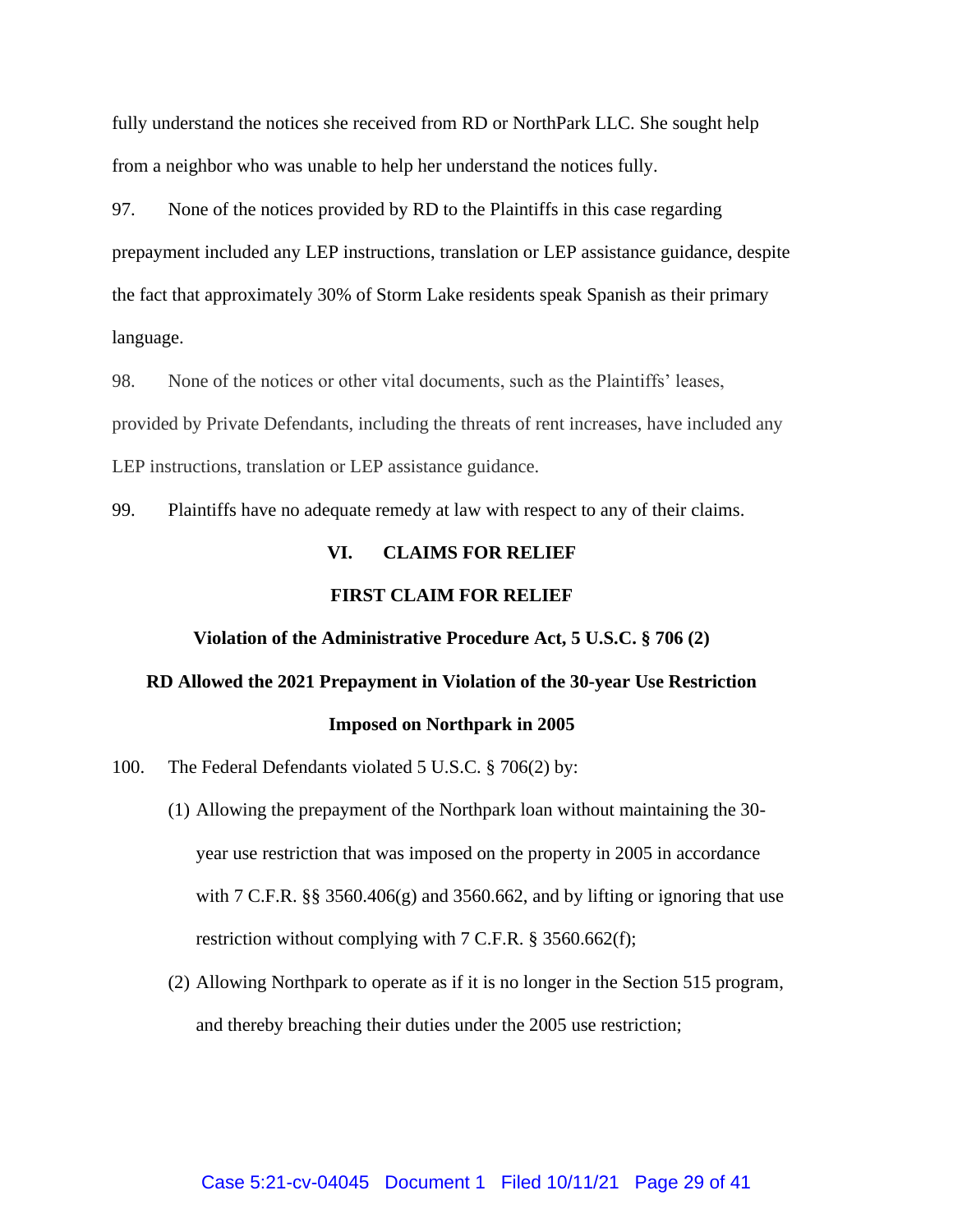fully understand the notices she received from RD or NorthPark LLC. She sought help from a neighbor who was unable to help her understand the notices fully.

97. None of the notices provided by RD to the Plaintiffs in this case regarding prepayment included any LEP instructions, translation or LEP assistance guidance, despite the fact that approximately 30% of Storm Lake residents speak Spanish as their primary language.

98. None of the notices or other vital documents, such as the Plaintiffs' leases, provided by Private Defendants, including the threats of rent increases, have included any LEP instructions, translation or LEP assistance guidance.

99. Plaintiffs have no adequate remedy at law with respect to any of their claims.

## VI. CLAIMS FOR RELIEF

### FIRST CLAIM FOR RELIEF

**Violation of the Administrative Procedure Act, 5 U.S.C. § 706 (2)**

**RD Allowed the 2021 Prepayment in Violation of the 30-year Use Restriction Imposed on Northpark in 2005**

100. The Federal Defendants violated 5 U.S.C. § 706(2) by:

(1) Allowing the prepayment of the Northpark loan without maintaining the 30-year use restriction that was imposed on the property in 2005 in accordance with 7 C.F.R. §§ 3560.406(g) and 3560.662, and by lifting or ignoring that use restriction without complying with 7 C.F.R. § 3560.662(f);

(2) Allowing Northpark to operate as if it is no longer in the Section 515 program, and thereby breaching their duties under the 2005 use restriction;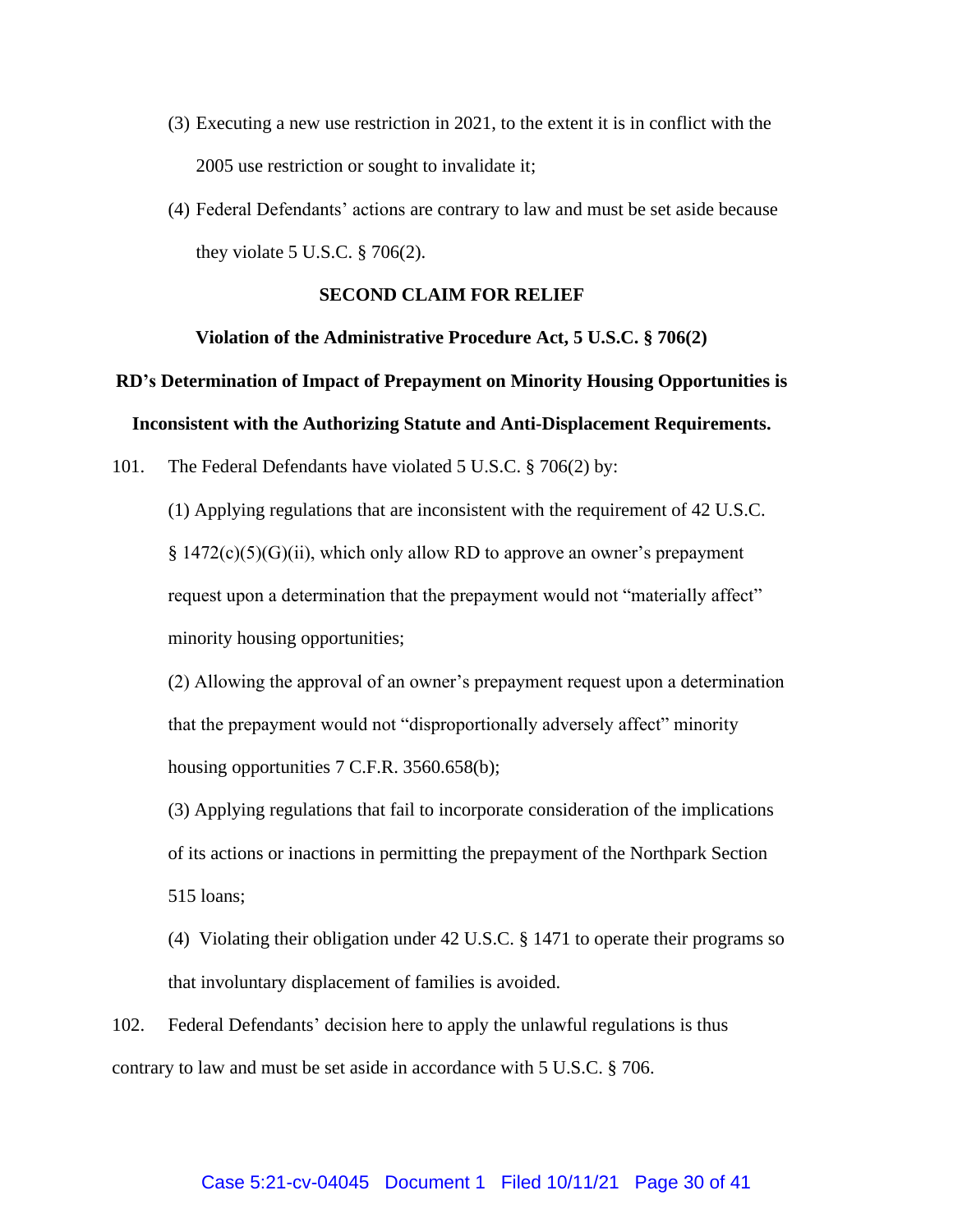(3) Executing a new use restriction in 2021, to the extent it is in conflict with the 2005 use restriction or sought to invalidate it;

(4) Federal Defendants' actions are contrary to law and must be set aside because they violate 5 U.S.C. § 706(2).

**SECOND CLAIM FOR RELIEF**

**Violation of the Administrative Procedure Act, 5 U.S.C. § 706(2)**

**RD's Determination of Impact of Prepayment on Minority Housing Opportunities is Inconsistent with the Authorizing Statute and Anti-Displacement Requirements.**

101. The Federal Defendants have violated 5 U.S.C. § 706(2) by:

(1) Applying regulations that are inconsistent with the requirement of 42 U.S.C. § 1472(c)(5)(G)(ii), which only allow RD to approve an owner's prepayment request upon a determination that the prepayment would not "materially affect" minority housing opportunities;

(2) Allowing the approval of an owner's prepayment request upon a determination that the prepayment would not "disproportionally adversely affect" minority housing opportunities 7 C.F.R. 3560.658(b);

(3) Applying regulations that fail to incorporate consideration of the implications of its actions or inactions in permitting the prepayment of the Northpark Section 515 loans;

(4) Violating their obligation under 42 U.S.C. § 1471 to operate their programs so that involuntary displacement of families is avoided.

102. Federal Defendants' decision here to apply the unlawful regulations is thus contrary to law and must be set aside in accordance with 5 U.S.C. § 706.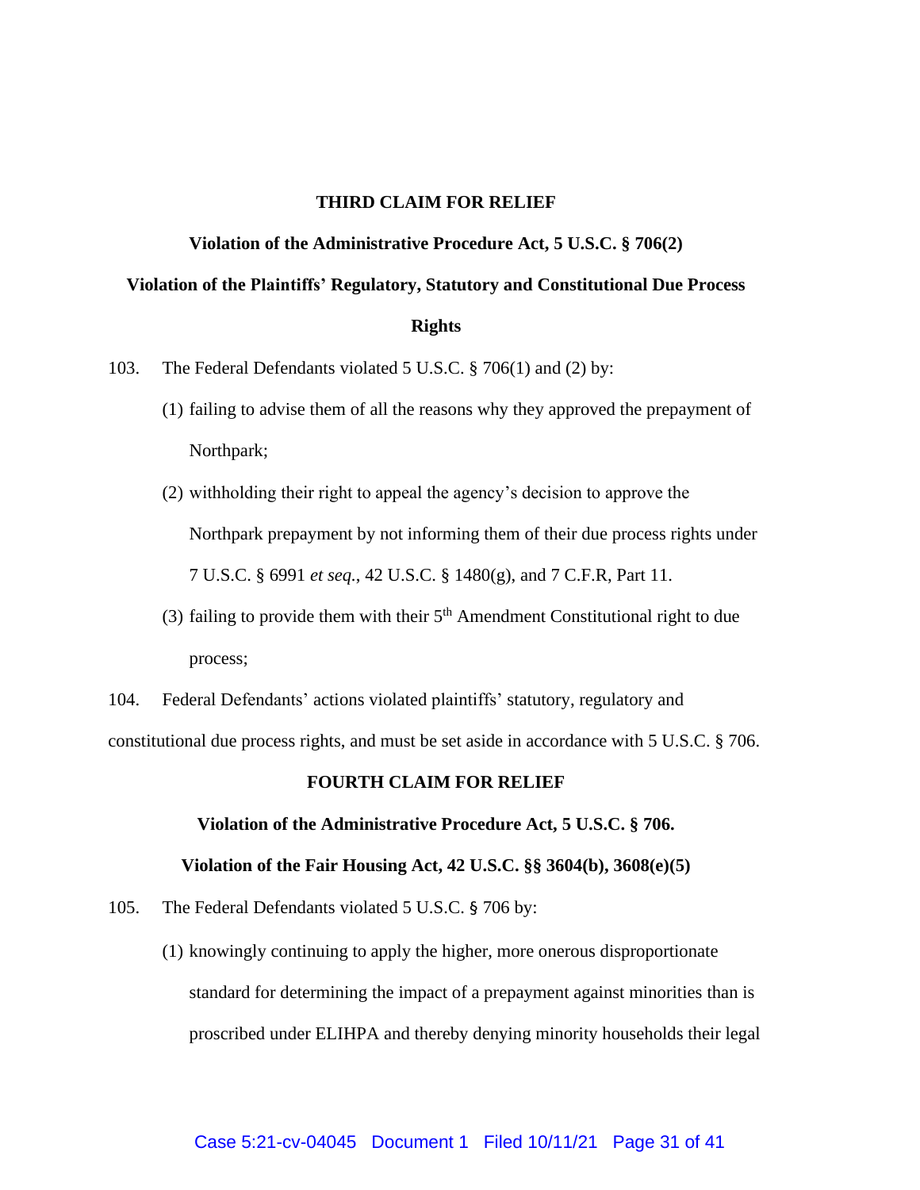**THIRD CLAIM FOR RELIEF**

**Violation of the Administrative Procedure Act, 5 U.S.C. § 706(2)**

**Violation of the Plaintiffs' Regulatory, Statutory and Constitutional Due Process Rights**

103. The Federal Defendants violated 5 U.S.C. § 706(1) and (2) by:

(1) failing to advise them of all the reasons why they approved the prepayment of Northpark;

(2) withholding their right to appeal the agency's decision to approve the Northpark prepayment by not informing them of their due process rights under 7 U.S.C. § 6991 *et seq.*, 42 U.S.C. § 1480(g), and 7 C.F.R, Part 11.

(3) failing to provide them with their 5th Amendment Constitutional right to due process;

104. Federal Defendants' actions violated plaintiffs' statutory, regulatory and constitutional due process rights, and must be set aside in accordance with 5 U.S.C. § 706.

**FOURTH CLAIM FOR RELIEF**

**Violation of the Administrative Procedure Act, 5 U.S.C. § 706.**

**Violation of the Fair Housing Act, 42 U.S.C. §§ 3604(b), 3608(e)(5)**

105. The Federal Defendants violated 5 U.S.C. § 706 by:

(1) knowingly continuing to apply the higher, more onerous disproportionate standard for determining the impact of a prepayment against minorities than is proscribed under ELIHPA and thereby denying minority households their legal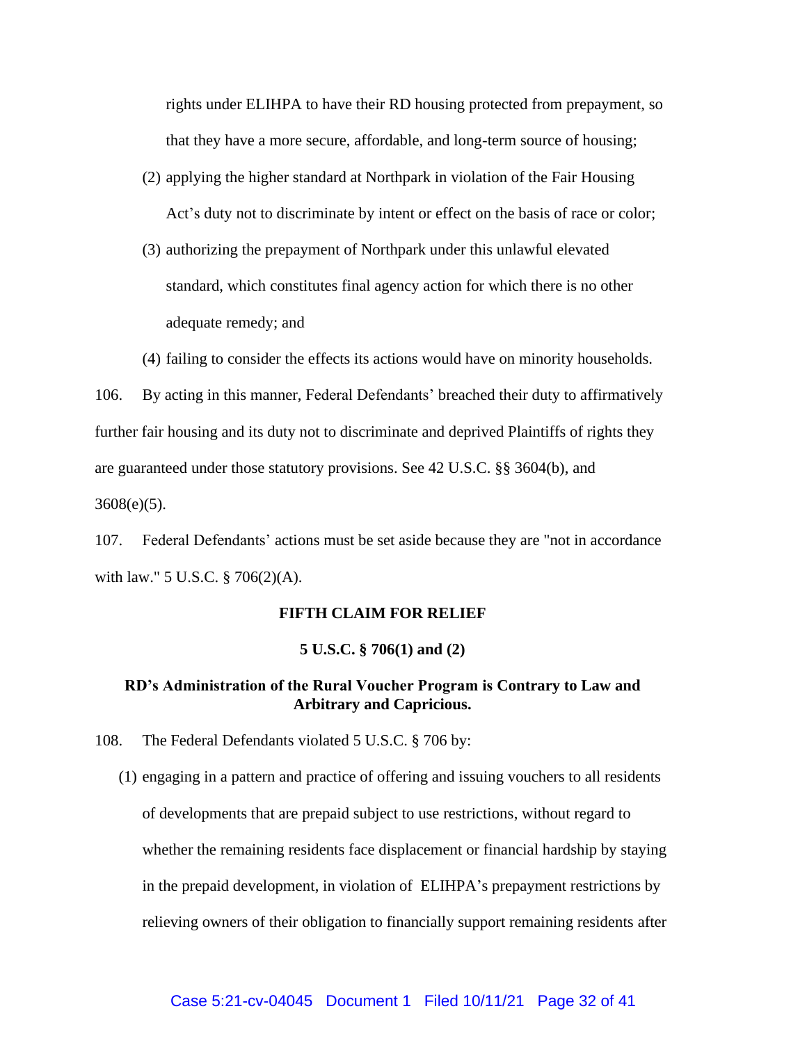rights under ELIHPA to have their RD housing protected from prepayment, so that they have a more secure, affordable, and long-term source of housing;

(2) applying the higher standard at Northpark in violation of the Fair Housing Act's duty not to discriminate by intent or effect on the basis of race or color;

(3) authorizing the prepayment of Northpark under this unlawful elevated standard, which constitutes final agency action for which there is no other adequate remedy; and

(4) failing to consider the effects its actions would have on minority households.

106. By acting in this manner, Federal Defendants' breached their duty to affirmatively further fair housing and its duty not to discriminate and deprived Plaintiffs of rights they are guaranteed under those statutory provisions. See 42 U.S.C. §§ 3604(b), and 3608(e)(5).

107. Federal Defendants' actions must be set aside because they are "not in accordance with law." 5 U.S.C. § 706(2)(A).

**FIFTH CLAIM FOR RELIEF**

**5 U.S.C. § 706(1) and (2)**

**RD's Administration of the Rural Voucher Program is Contrary to Law and Arbitrary and Capricious.**

108. The Federal Defendants violated 5 U.S.C. § 706 by:

(1) engaging in a pattern and practice of offering and issuing vouchers to all residents of developments that are prepaid subject to use restrictions, without regard to whether the remaining residents face displacement or financial hardship by staying in the prepaid development, in violation of ELIHPA's prepayment restrictions by relieving owners of their obligation to financially support remaining residents after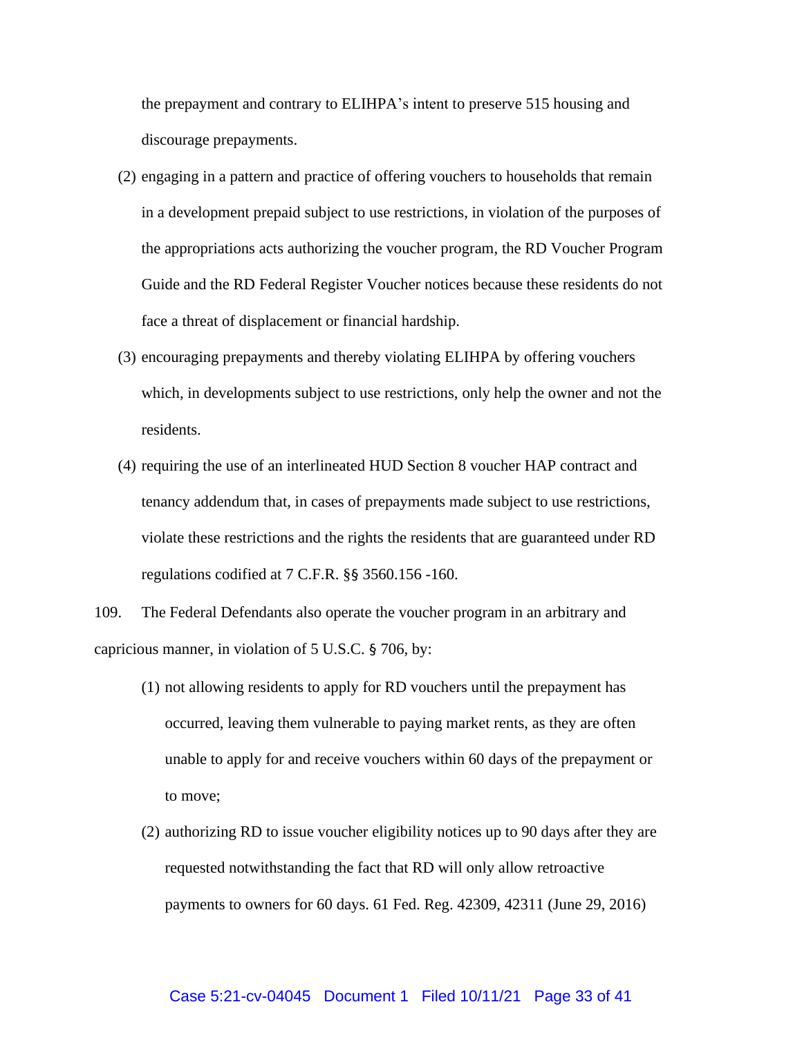the prepayment and contrary to ELIHPA's intent to preserve 515 housing and discourage prepayments.

(2) engaging in a pattern and practice of offering vouchers to households that remain in a development prepaid subject to use restrictions, in violation of the purposes of the appropriations acts authorizing the voucher program, the RD Voucher Program Guide and the RD Federal Register Voucher notices because these residents do not face a threat of displacement or financial hardship.

(3) encouraging prepayments and thereby violating ELIHPA by offering vouchers which, in developments subject to use restrictions, only help the owner and not the residents.

(4) requiring the use of an interlineated HUD Section 8 voucher HAP contract and tenancy addendum that, in cases of prepayments made subject to use restrictions, violate these restrictions and the rights the residents that are guaranteed under RD regulations codified at 7 C.F.R. §§ 3560.156 -160.

109. The Federal Defendants also operate the voucher program in an arbitrary and capricious manner, in violation of 5 U.S.C. § 706, by:

(1) not allowing residents to apply for RD vouchers until the prepayment has occurred, leaving them vulnerable to paying market rents, as they are often unable to apply for and receive vouchers within 60 days of the prepayment or to move;

(2) authorizing RD to issue voucher eligibility notices up to 90 days after they are requested notwithstanding the fact that RD will only allow retroactive payments to owners for 60 days. 61 Fed. Reg. 42309, 42311 (June 29, 2016)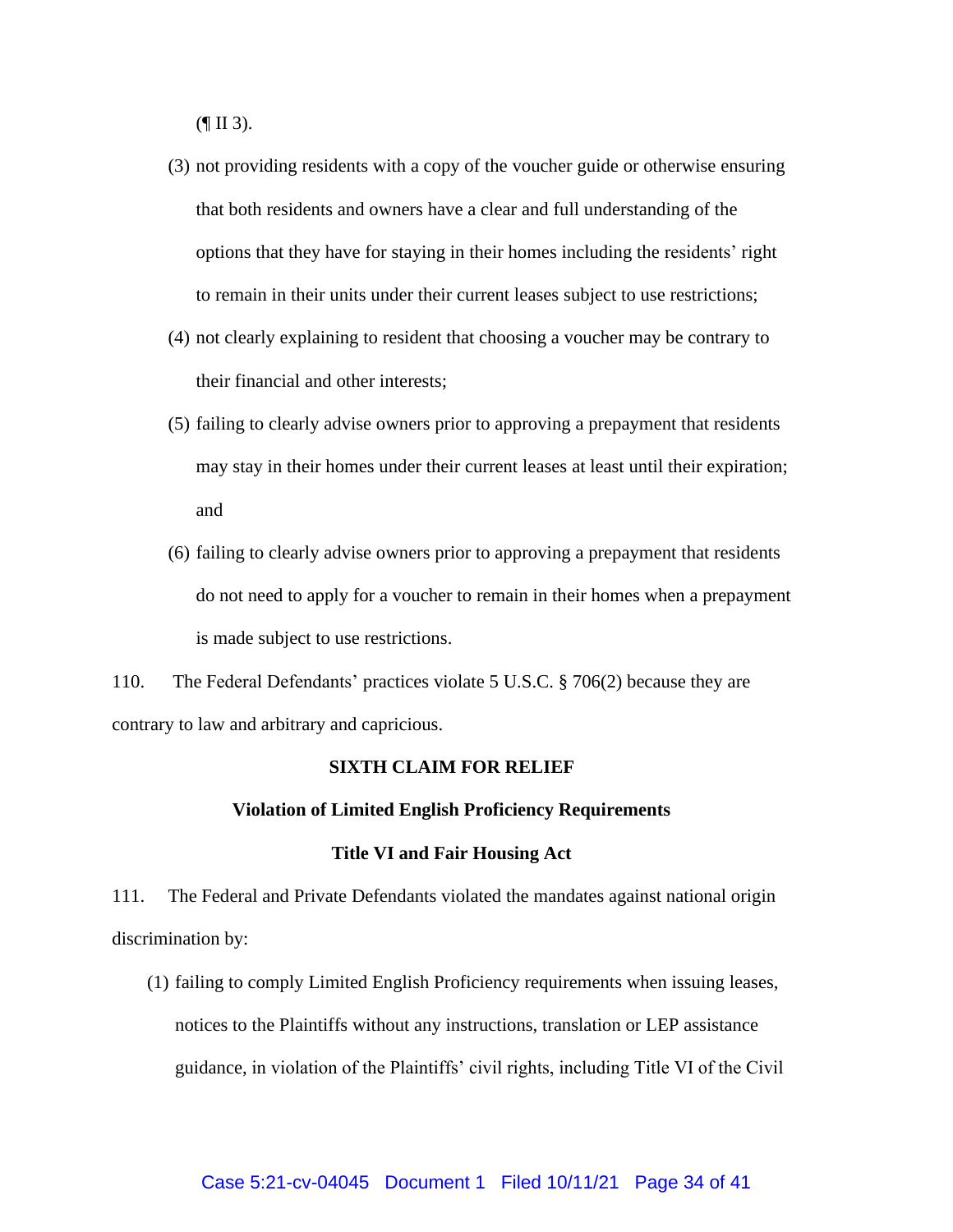(¶ II 3).

(3) not providing residents with a copy of the voucher guide or otherwise ensuring that both residents and owners have a clear and full understanding of the options that they have for staying in their homes including the residents' right to remain in their units under their current leases subject to use restrictions;

(4) not clearly explaining to resident that choosing a voucher may be contrary to their financial and other interests;

(5) failing to clearly advise owners prior to approving a prepayment that residents may stay in their homes under their current leases at least until their expiration; and

(6) failing to clearly advise owners prior to approving a prepayment that residents do not need to apply for a voucher to remain in their homes when a prepayment is made subject to use restrictions.

110. The Federal Defendants' practices violate 5 U.S.C. § 706(2) because they are contrary to law and arbitrary and capricious.

**SIXTH CLAIM FOR RELIEF**

**Violation of Limited English Proficiency Requirements**

**Title VI and Fair Housing Act**

111. The Federal and Private Defendants violated the mandates against national origin discrimination by:

(1) failing to comply Limited English Proficiency requirements when issuing leases, notices to the Plaintiffs without any instructions, translation or LEP assistance guidance, in violation of the Plaintiffs' civil rights, including Title VI of the Civil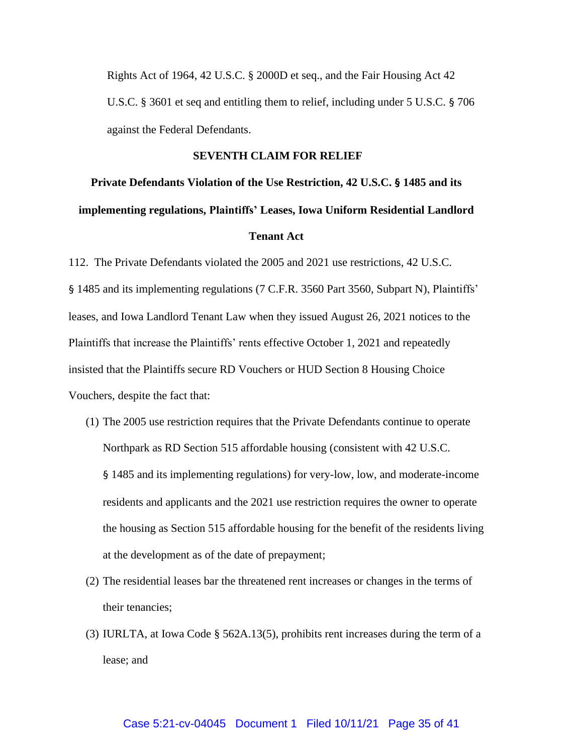Rights Act of 1964, 42 U.S.C. § 2000D et seq., and the Fair Housing Act 42 U.S.C. § 3601 et seq and entitling them to relief, including under 5 U.S.C. § 706 against the Federal Defendants.

## SEVENTH CLAIM FOR RELIEF

### Private Defendants Violation of the Use Restriction, 42 U.S.C. § 1485 and its implementing regulations, Plaintiffs' Leases, Iowa Uniform Residential Landlord Tenant Act

112. The Private Defendants violated the 2005 and 2021 use restrictions, 42 U.S.C. § 1485 and its implementing regulations (7 C.F.R. 3560 Part 3560, Subpart N), Plaintiffs' leases, and Iowa Landlord Tenant Law when they issued August 26, 2021 notices to the Plaintiffs that increase the Plaintiffs' rents effective October 1, 2021 and repeatedly insisted that the Plaintiffs secure RD Vouchers or HUD Section 8 Housing Choice Vouchers, despite the fact that:

(1) The 2005 use restriction requires that the Private Defendants continue to operate Northpark as RD Section 515 affordable housing (consistent with 42 U.S.C. § 1485 and its implementing regulations) for very-low, low, and moderate-income residents and applicants and the 2021 use restriction requires the owner to operate the housing as Section 515 affordable housing for the benefit of the residents living at the development as of the date of prepayment;

(2) The residential leases bar the threatened rent increases or changes in the terms of their tenancies;

(3) IURLTA, at Iowa Code § 562A.13(5), prohibits rent increases during the term of a lease; and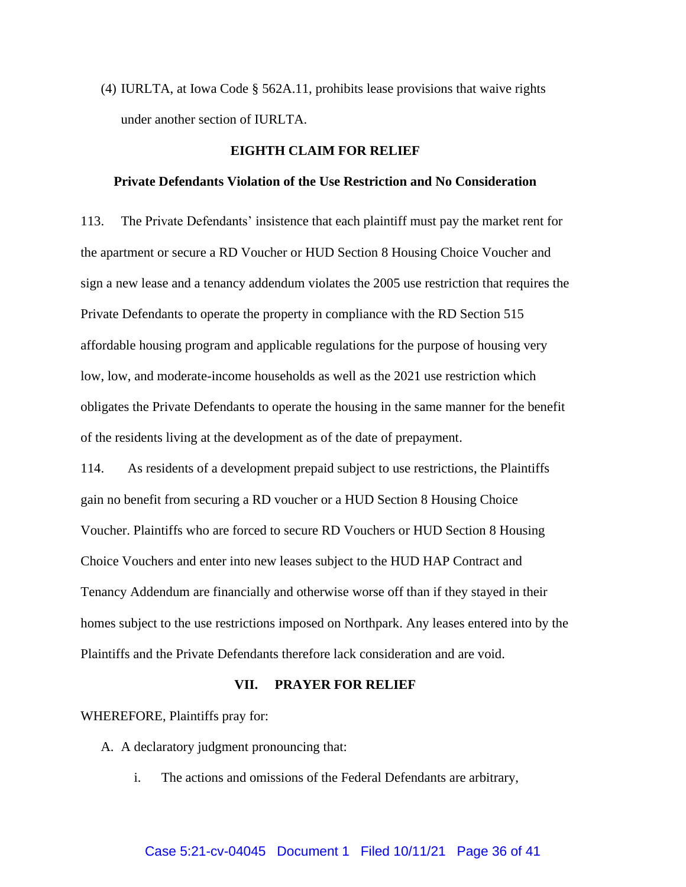(4) IURLTA, at Iowa Code § 562A.11, prohibits lease provisions that waive rights under another section of IURLTA.

## EIGHTH CLAIM FOR RELIEF

### Private Defendants Violation of the Use Restriction and No Consideration

113. The Private Defendants' insistence that each plaintiff must pay the market rent for the apartment or secure a RD Voucher or HUD Section 8 Housing Choice Voucher and sign a new lease and a tenancy addendum violates the 2005 use restriction that requires the Private Defendants to operate the property in compliance with the RD Section 515 affordable housing program and applicable regulations for the purpose of housing very low, low, and moderate-income households as well as the 2021 use restriction which obligates the Private Defendants to operate the housing in the same manner for the benefit of the residents living at the development as of the date of prepayment.

114. As residents of a development prepaid subject to use restrictions, the Plaintiffs gain no benefit from securing a RD voucher or a HUD Section 8 Housing Choice Voucher. Plaintiffs who are forced to secure RD Vouchers or HUD Section 8 Housing Choice Vouchers and enter into new leases subject to the HUD HAP Contract and Tenancy Addendum are financially and otherwise worse off than if they stayed in their homes subject to the use restrictions imposed on Northpark. Any leases entered into by the Plaintiffs and the Private Defendants therefore lack consideration and are void.

## VII. PRAYER FOR RELIEF

WHEREFORE, Plaintiffs pray for:

A. A declaratory judgment pronouncing that:

i. The actions and omissions of the Federal Defendants are arbitrary,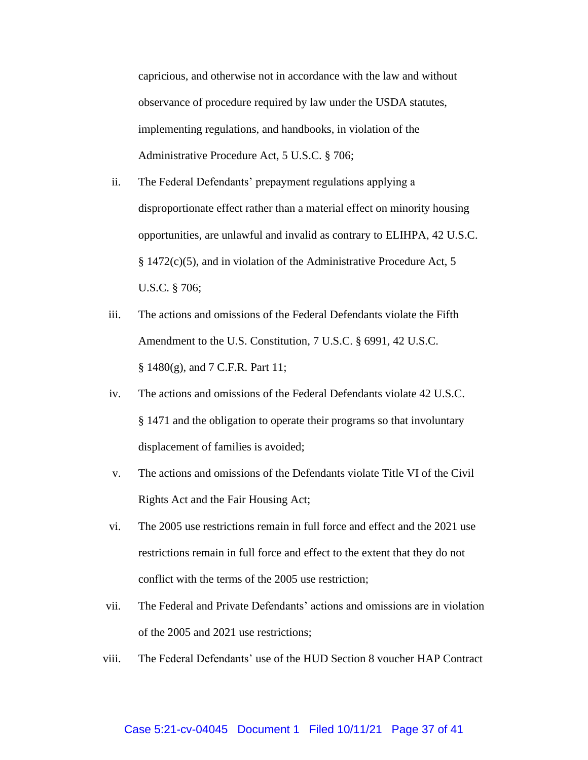capricious, and otherwise not in accordance with the law and without observance of procedure required by law under the USDA statutes, implementing regulations, and handbooks, in violation of the Administrative Procedure Act, 5 U.S.C. § 706;

ii. The Federal Defendants' prepayment regulations applying a disproportionate effect rather than a material effect on minority housing opportunities, are unlawful and invalid as contrary to ELIHPA, 42 U.S.C. § 1472(c)(5), and in violation of the Administrative Procedure Act, 5 U.S.C. § 706;

iii. The actions and omissions of the Federal Defendants violate the Fifth Amendment to the U.S. Constitution, 7 U.S.C. § 6991, 42 U.S.C. § 1480(g), and 7 C.F.R. Part 11;

iv. The actions and omissions of the Federal Defendants violate 42 U.S.C. § 1471 and the obligation to operate their programs so that involuntary displacement of families is avoided;

v. The actions and omissions of the Defendants violate Title VI of the Civil Rights Act and the Fair Housing Act;

vi. The 2005 use restrictions remain in full force and effect and the 2021 use restrictions remain in full force and effect to the extent that they do not conflict with the terms of the 2005 use restriction;

vii. The Federal and Private Defendants' actions and omissions are in violation of the 2005 and 2021 use restrictions;

viii. The Federal Defendants' use of the HUD Section 8 voucher HAP Contract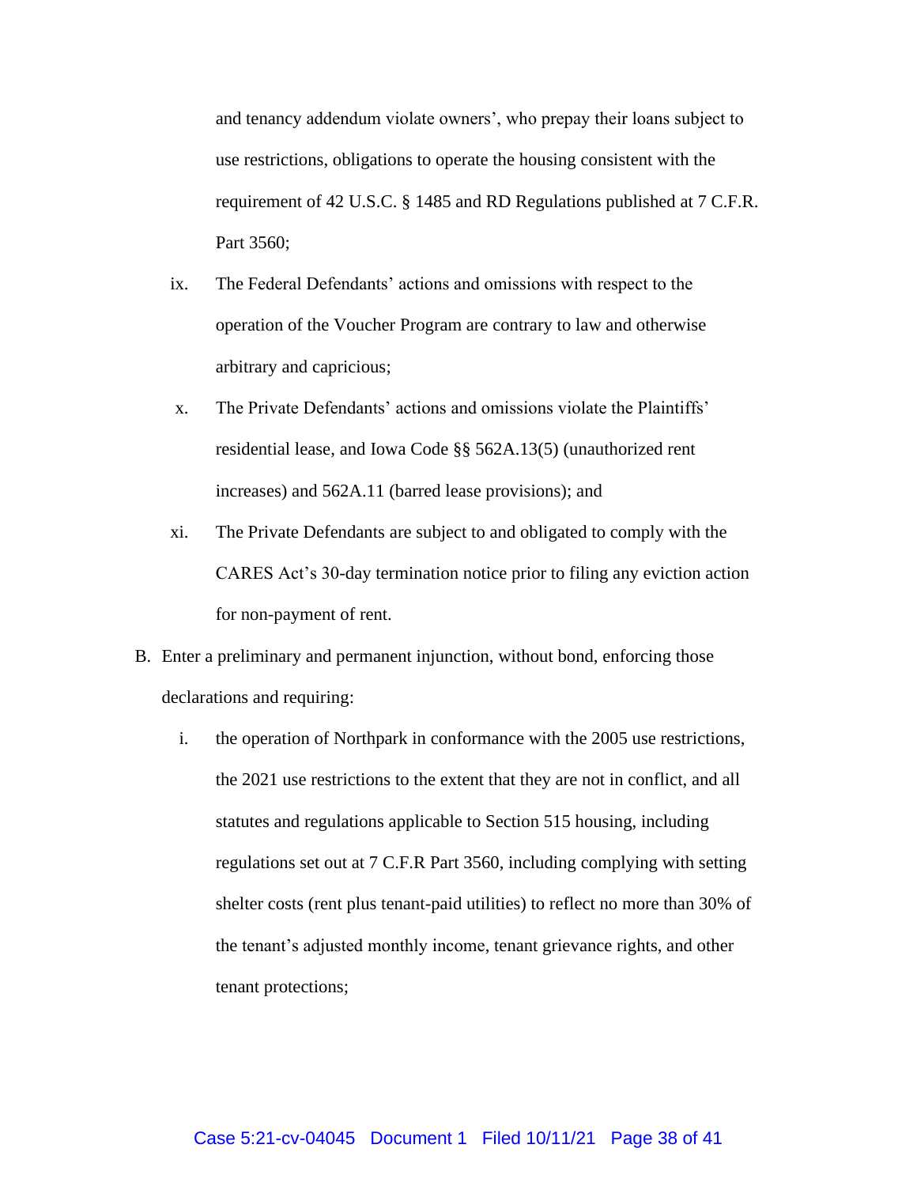and tenancy addendum violate owners', who prepay their loans subject to use restrictions, obligations to operate the housing consistent with the requirement of 42 U.S.C. § 1485 and RD Regulations published at 7 C.F.R. Part 3560;

ix. The Federal Defendants' actions and omissions with respect to the operation of the Voucher Program are contrary to law and otherwise arbitrary and capricious;

x. The Private Defendants' actions and omissions violate the Plaintiffs' residential lease, and Iowa Code §§ 562A.13(5) (unauthorized rent increases) and 562A.11 (barred lease provisions); and

xi. The Private Defendants are subject to and obligated to comply with the CARES Act's 30-day termination notice prior to filing any eviction action for non-payment of rent.

B. Enter a preliminary and permanent injunction, without bond, enforcing those declarations and requiring:

i. the operation of Northpark in conformance with the 2005 use restrictions, the 2021 use restrictions to the extent that they are not in conflict, and all statutes and regulations applicable to Section 515 housing, including regulations set out at 7 C.F.R Part 3560, including complying with setting shelter costs (rent plus tenant-paid utilities) to reflect no more than 30% of the tenant's adjusted monthly income, tenant grievance rights, and other tenant protections;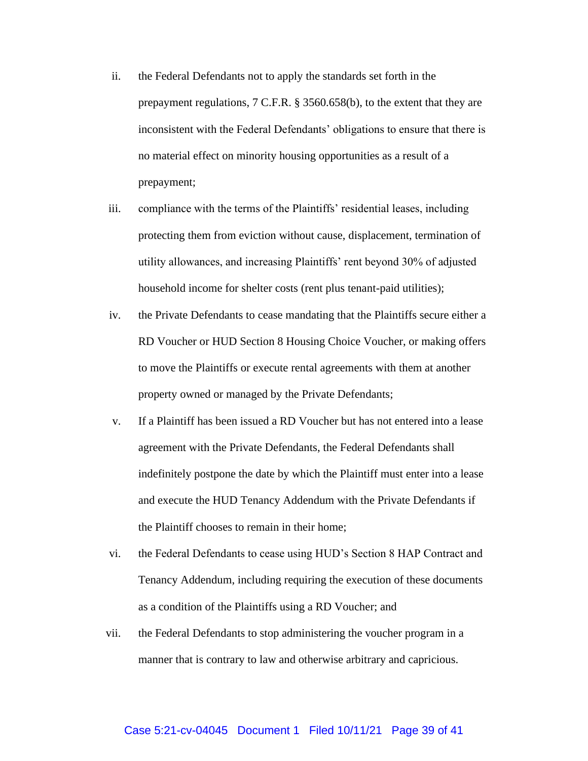ii. the Federal Defendants not to apply the standards set forth in the prepayment regulations, 7 C.F.R. § 3560.658(b), to the extent that they are inconsistent with the Federal Defendants' obligations to ensure that there is no material effect on minority housing opportunities as a result of a prepayment;

iii. compliance with the terms of the Plaintiffs' residential leases, including protecting them from eviction without cause, displacement, termination of utility allowances, and increasing Plaintiffs' rent beyond 30% of adjusted household income for shelter costs (rent plus tenant-paid utilities);

iv. the Private Defendants to cease mandating that the Plaintiffs secure either a RD Voucher or HUD Section 8 Housing Choice Voucher, or making offers to move the Plaintiffs or execute rental agreements with them at another property owned or managed by the Private Defendants;

v. If a Plaintiff has been issued a RD Voucher but has not entered into a lease agreement with the Private Defendants, the Federal Defendants shall indefinitely postpone the date by which the Plaintiff must enter into a lease and execute the HUD Tenancy Addendum with the Private Defendants if the Plaintiff chooses to remain in their home;

vi. the Federal Defendants to cease using HUD's Section 8 HAP Contract and Tenancy Addendum, including requiring the execution of these documents as a condition of the Plaintiffs using a RD Voucher; and

vii. the Federal Defendants to stop administering the voucher program in a manner that is contrary to law and otherwise arbitrary and capricious.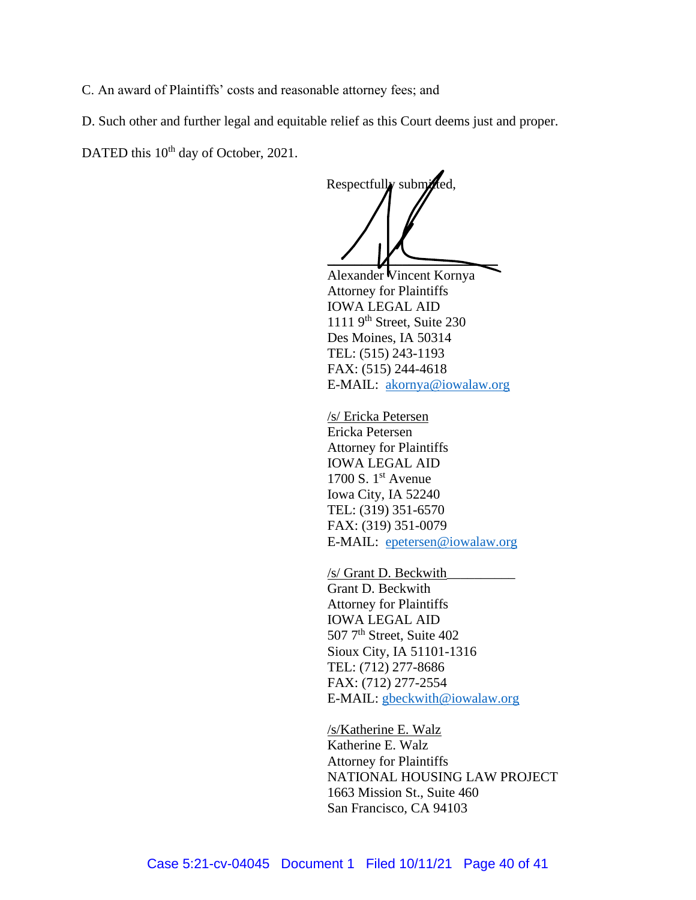C. An award of Plaintiffs' costs and reasonable attorney fees; and

D. Such other and further legal and equitable relief as this Court deems just and proper.

DATED this 10th day of October, 2021.

Respectfully submitted,

______________________________
Alexander Vincent Kornya
Attorney for Plaintiffs
IOWA LEGAL AID
1111 9th Street, Suite 230
Des Moines, IA 50314
TEL: (515) 243-1193
FAX: (515) 244-4618
E-MAIL: akornya@iowalaw.org

/s/ Ericka Petersen
Ericka Petersen
Attorney for Plaintiffs
IOWA LEGAL AID
1700 S. 1st Avenue
Iowa City, IA 52240
TEL: (319) 351-6570
FAX: (319) 351-0079
E-MAIL: epetersen@iowalaw.org

/s/ Grant D. Beckwith__________
Grant D. Beckwith
Attorney for Plaintiffs
IOWA LEGAL AID
507 7th Street, Suite 402
Sioux City, IA 51101-1316
TEL: (712) 277-8686
FAX: (712) 277-2554
E-MAIL: gbeckwith@iowalaw.org

/s/Katherine E. Walz
Katherine E. Walz
Attorney for Plaintiffs
NATIONAL HOUSING LAW PROJECT
1663 Mission St., Suite 460
San Francisco, CA 94103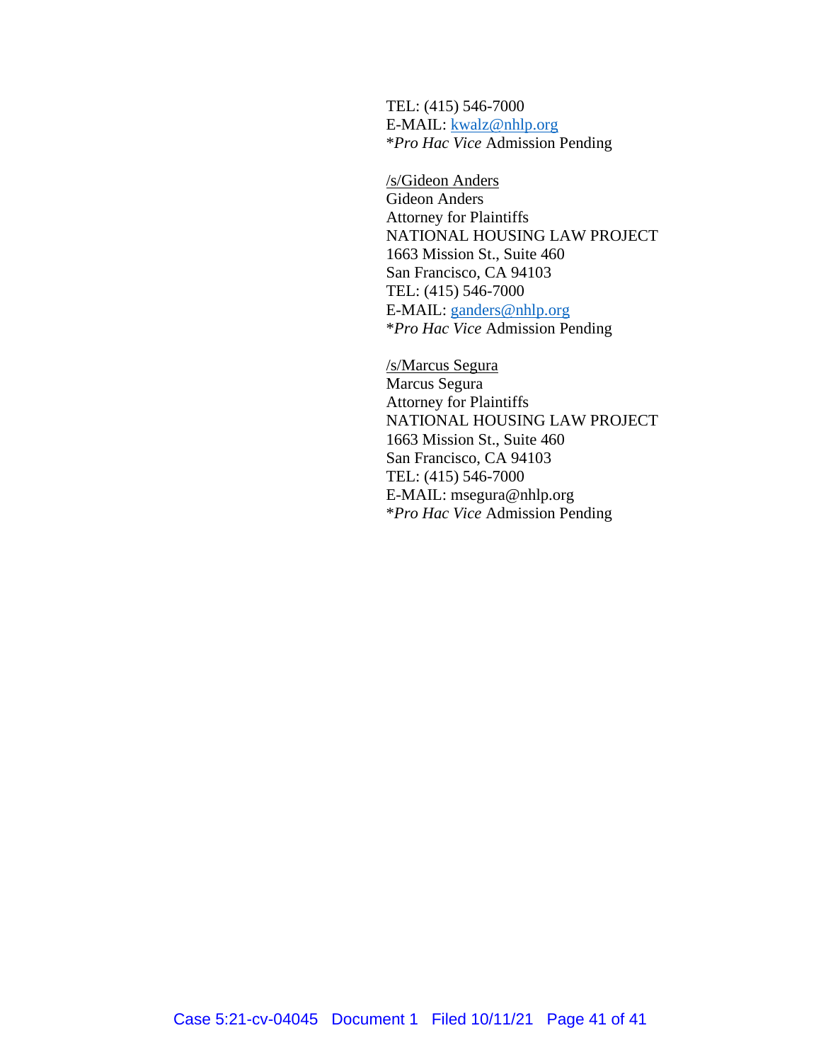TEL: (415) 546-7000
E-MAIL: kwalz@nhlp.org
**Pro Hac Vice* Admission Pending

/s/Gideon Anders
Gideon Anders
Attorney for Plaintiffs
NATIONAL HOUSING LAW PROJECT
1663 Mission St., Suite 460
San Francisco, CA 94103
TEL: (415) 546-7000
E-MAIL: ganders@nhlp.org
**Pro Hac Vice* Admission Pending

/s/Marcus Segura
Marcus Segura
Attorney for Plaintiffs
NATIONAL HOUSING LAW PROJECT
1663 Mission St., Suite 460
San Francisco, CA 94103
TEL: (415) 546-7000
E-MAIL: msegura@nhlp.org
**Pro Hac Vice* Admission Pending